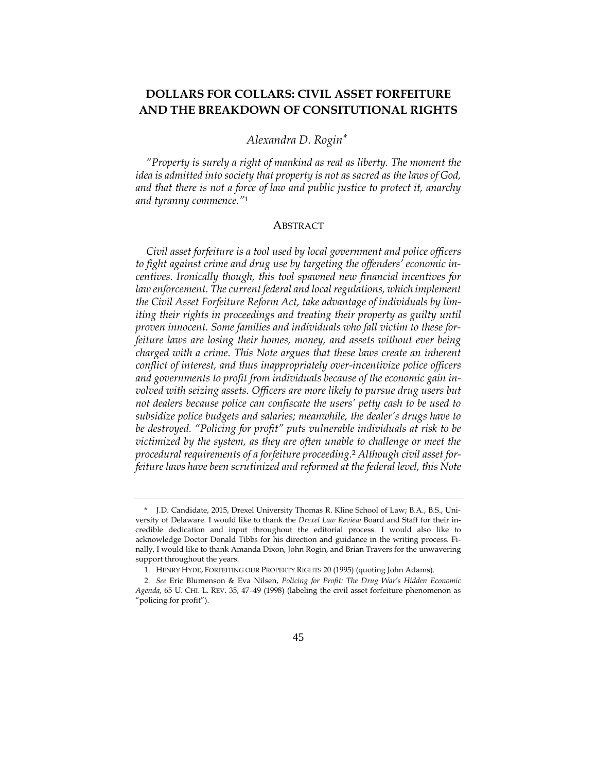# DOLLARS FOR COLLARS: CIVIL ASSET FORFEITURE AND THE BREAKDOWN OF CONSITUTIONAL RIGHTS

*Alexandra D. Rogin*[*]

*"Property is surely a right of mankind as real as liberty. The moment the idea is admitted into society that property is not as sacred as the laws of God, and that there is not a force of law and public justice to protect it, anarchy and tyranny commence."*[1]

## ABSTRACT

*Civil asset forfeiture is a tool used by local government and police officers to fight against crime and drug use by targeting the offenders' economic incentives. Ironically though, this tool spawned new financial incentives for law enforcement. The current federal and local regulations, which implement the Civil Asset Forfeiture Reform Act, take advantage of individuals by limiting their rights in proceedings and treating their property as guilty until proven innocent. Some families and individuals who fall victim to these forfeiture laws are losing their homes, money, and assets without ever being charged with a crime. This Note argues that these laws create an inherent conflict of interest, and thus inappropriately over-incentivize police officers and governments to profit from individuals because of the economic gain involved with seizing assets. Officers are more likely to pursue drug users but not dealers because police can confiscate the users' petty cash to be used to subsidize police budgets and salaries; meanwhile, the dealer's drugs have to be destroyed. "Policing for profit" puts vulnerable individuals at risk to be victimized by the system, as they are often unable to challenge or meet the procedural requirements of a forfeiture proceeding.*[2] *Although civil asset forfeiture laws have been scrutinized and reformed at the federal level, this Note*

---

\* J.D. Candidate, 2015, Drexel University Thomas R. Kline School of Law; B.A., B.S., University of Delaware. I would like to thank the *Drexel Law Review* Board and Staff for their incredible dedication and input throughout the editorial process. I would also like to acknowledge Doctor Donald Tibbs for his direction and guidance in the writing process. Finally, I would like to thank Amanda Dixon, John Rogin, and Brian Travers for the unwavering support throughout the years.

1. HENRY HYDE, FORFEITING OUR PROPERTY RIGHTS 20 (1995) (quoting John Adams).

2. *See* Eric Blumenson & Eva Nilsen, *Policing for Profit: The Drug War's Hidden Economic Agenda*, 65 U. CHI. L. REV. 35, 47–49 (1998) (labeling the civil asset forfeiture phenomenon as "policing for profit").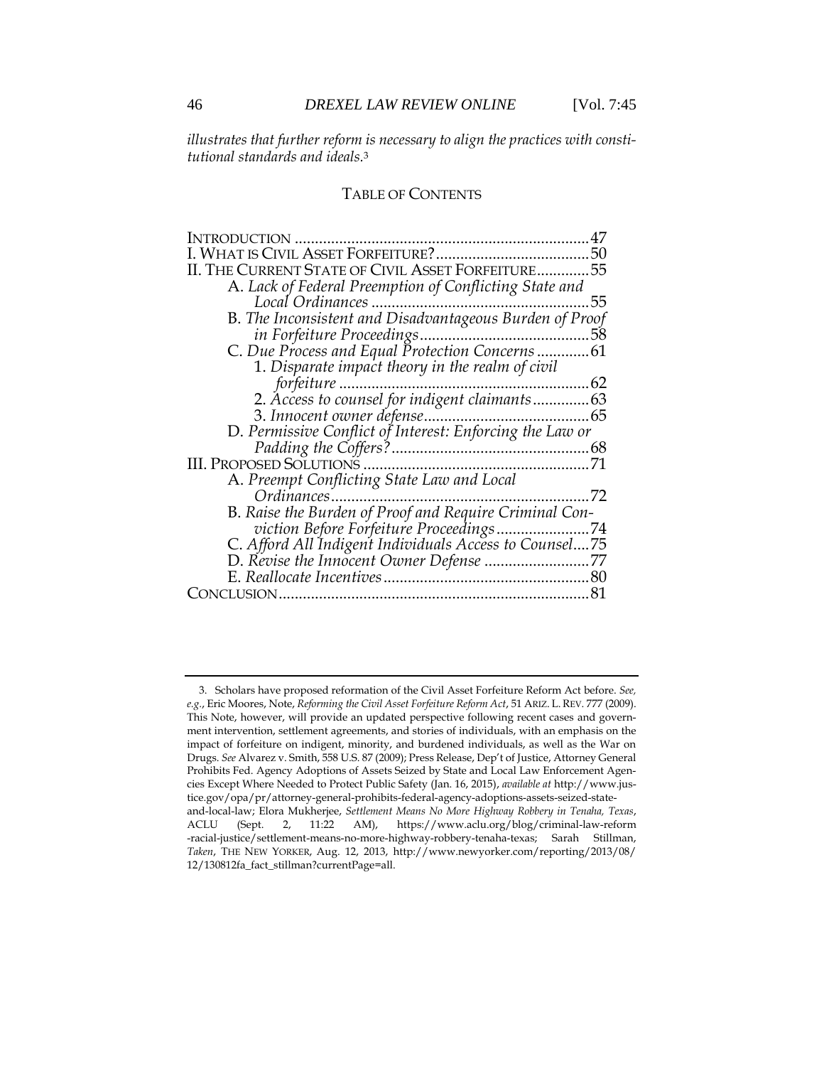*illustrates that further reform is necessary to align the practices with constitutional standards and ideals.*[3]

## TABLE OF CONTENTS

INTRODUCTION ........................................................................47

I. WHAT IS CIVIL ASSET FORFEITURE? ......................................50

II. THE CURRENT STATE OF CIVIL ASSET FORFEITURE.............55

- A. *Lack of Federal Preemption of Conflicting State and Local Ordinances* ......................................................55
- B. *The Inconsistent and Disadvantageous Burden of Proof in Forfeiture Proceedings*..........................................58
- C. *Due Process and Equal Protection Concerns* .............61
  - 1. *Disparate impact theory in the realm of civil forfeiture* ..............................................................62
  - 2. *Access to counsel for indigent claimants*..............63
  - 3. *Innocent owner defense*.........................................65
- D. *Permissive Conflict of Interest: Enforcing the Law or Padding the Coffers?*..................................................68

III. PROPOSED SOLUTIONS .......................................................71

- A. *Preempt Conflicting State Law and Local Ordinances*................................................................72
- B. *Raise the Burden of Proof and Require Criminal Conviction Before Forfeiture Proceedings*.......................74
- C. *Afford All Indigent Individuals Access to Counsel*....75
- D. *Revise the Innocent Owner Defense* ..........................77
- E. *Reallocate Incentives*...................................................80

CONCLUSION.............................................................................81

---

3. Scholars have proposed reformation of the Civil Asset Forfeiture Reform Act before. *See, e.g.*, Eric Moores, Note, *Reforming the Civil Asset Forfeiture Reform Act*, 51 ARIZ. L. REV. 777 (2009). This Note, however, will provide an updated perspective following recent cases and government intervention, settlement agreements, and stories of individuals, with an emphasis on the impact of forfeiture on indigent, minority, and burdened individuals, as well as the War on Drugs. *See* Alvarez v. Smith, 558 U.S. 87 (2009); Press Release, Dep't of Justice, Attorney General Prohibits Fed. Agency Adoptions of Assets Seized by State and Local Law Enforcement Agencies Except Where Needed to Protect Public Safety (Jan. 16, 2015), *available at* http://www.justice.gov/opa/pr/attorney-general-prohibits-federal-agency-adoptions-assets-seized-state-and-local-law; Elora Mukherjee, *Settlement Means No More Highway Robbery in Tenaha, Texas*, ACLU (Sept. 2, 11:22 AM), https://www.aclu.org/blog/criminal-law-reform-racial-justice/settlement-means-no-more-highway-robbery-tenaha-texas; Sarah Stillman, *Taken*, THE NEW YORKER, Aug. 12, 2013, http://www.newyorker.com/reporting/2013/08/12/130812fa_fact_stillman?currentPage=all.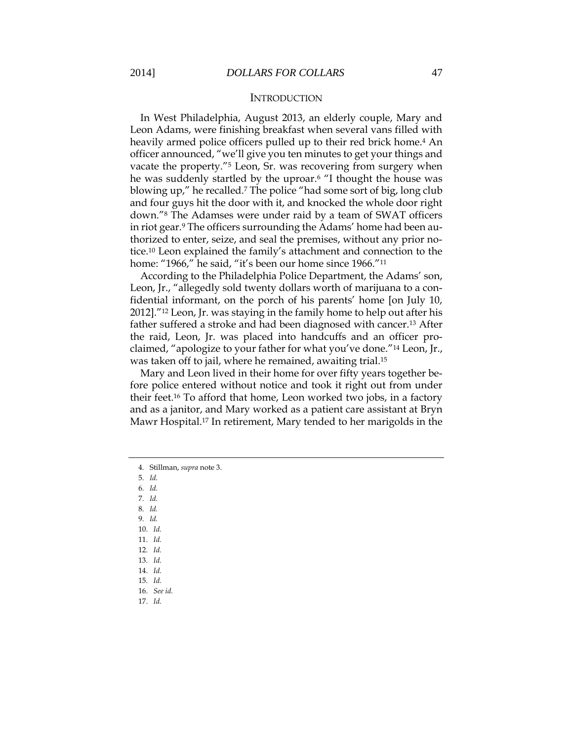## INTRODUCTION

In West Philadelphia, August 2013, an elderly couple, Mary and Leon Adams, were finishing breakfast when several vans filled with heavily armed police officers pulled up to their red brick home.[4] An officer announced, "we'll give you ten minutes to get your things and vacate the property."[5] Leon, Sr. was recovering from surgery when he was suddenly startled by the uproar.[6] "I thought the house was blowing up," he recalled.[7] The police "had some sort of big, long club and four guys hit the door with it, and knocked the whole door right down."[8] The Adamses were under raid by a team of SWAT officers in riot gear.[9] The officers surrounding the Adams' home had been authorized to enter, seize, and seal the premises, without any prior notice.[10] Leon explained the family's attachment and connection to the home: "1966," he said, "it's been our home since 1966."[11]

According to the Philadelphia Police Department, the Adams' son, Leon, Jr., "allegedly sold twenty dollars worth of marijuana to a confidential informant, on the porch of his parents' home [on July 10, 2012]."[12] Leon, Jr. was staying in the family home to help out after his father suffered a stroke and had been diagnosed with cancer.[13] After the raid, Leon, Jr. was placed into handcuffs and an officer proclaimed, "apologize to your father for what you've done."[14] Leon, Jr., was taken off to jail, where he remained, awaiting trial.[15]

Mary and Leon lived in their home for over fifty years together before police entered without notice and took it right out from under their feet.[16] To afford that home, Leon worked two jobs, in a factory and as a janitor, and Mary worked as a patient care assistant at Bryn Mawr Hospital.[17] In retirement, Mary tended to her marigolds in the

---

4. Stillman, *supra* note 3.
5. *Id.*
6. *Id.*
7. *Id.*
8. *Id.*
9. *Id.*
10. *Id.*
11. *Id.*
12. *Id.*
13. *Id.*
14. *Id.*
15. *Id.*
16. *See id.*
17. *Id.*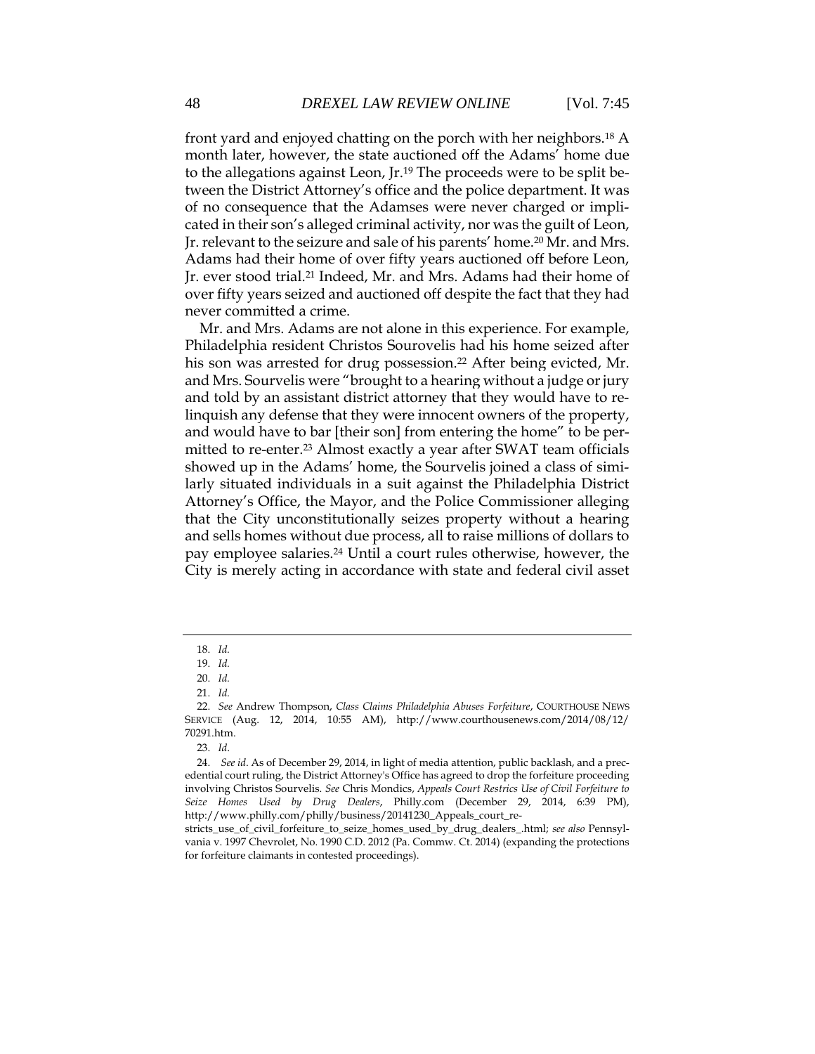front yard and enjoyed chatting on the porch with her neighbors.[18] A month later, however, the state auctioned off the Adams' home due to the allegations against Leon, Jr.[19] The proceeds were to be split between the District Attorney's office and the police department. It was of no consequence that the Adamses were never charged or implicated in their son's alleged criminal activity, nor was the guilt of Leon, Jr. relevant to the seizure and sale of his parents' home.[20] Mr. and Mrs. Adams had their home of over fifty years auctioned off before Leon, Jr. ever stood trial.[21] Indeed, Mr. and Mrs. Adams had their home of over fifty years seized and auctioned off despite the fact that they had never committed a crime.

Mr. and Mrs. Adams are not alone in this experience. For example, Philadelphia resident Christos Sourovelis had his home seized after his son was arrested for drug possession.[22] After being evicted, Mr. and Mrs. Sourvelis were "brought to a hearing without a judge or jury and told by an assistant district attorney that they would have to relinquish any defense that they were innocent owners of the property, and would have to bar [their son] from entering the home" to be permitted to re-enter.[23] Almost exactly a year after SWAT team officials showed up in the Adams' home, the Sourvelis joined a class of similarly situated individuals in a suit against the Philadelphia District Attorney's Office, the Mayor, and the Police Commissioner alleging that the City unconstitutionally seizes property without a hearing and sells homes without due process, all to raise millions of dollars to pay employee salaries.[24] Until a court rules otherwise, however, the City is merely acting in accordance with state and federal civil asset

---

18. *Id.*

19. *Id.*

20. *Id.*

21. *Id.*

22. *See* Andrew Thompson, *Class Claims Philadelphia Abuses Forfeiture*, COURTHOUSE NEWS SERVICE (Aug. 12, 2014, 10:55 AM), http://www.courthousenews.com/2014/08/12/70291.htm.

23. *Id*.

24. *See id*. As of December 29, 2014, in light of media attention, public backlash, and a precedential court ruling, the District Attorney's Office has agreed to drop the forfeiture proceeding involving Christos Sourvelis. *See* Chris Mondics, *Appeals Court Restrics Use of Civil Forfeiture to Seize Homes Used by Drug Dealers*, Philly.com (December 29, 2014, 6:39 PM), http://www.philly.com/philly/business/20141230_Appeals_court_restricts_use_of_civil_forfeiture_to_seize_homes_used_by_drug_dealers_.html; *see also* Pennsylvania v. 1997 Chevrolet, No. 1990 C.D. 2012 (Pa. Commw. Ct. 2014) (expanding the protections for forfeiture claimants in contested proceedings).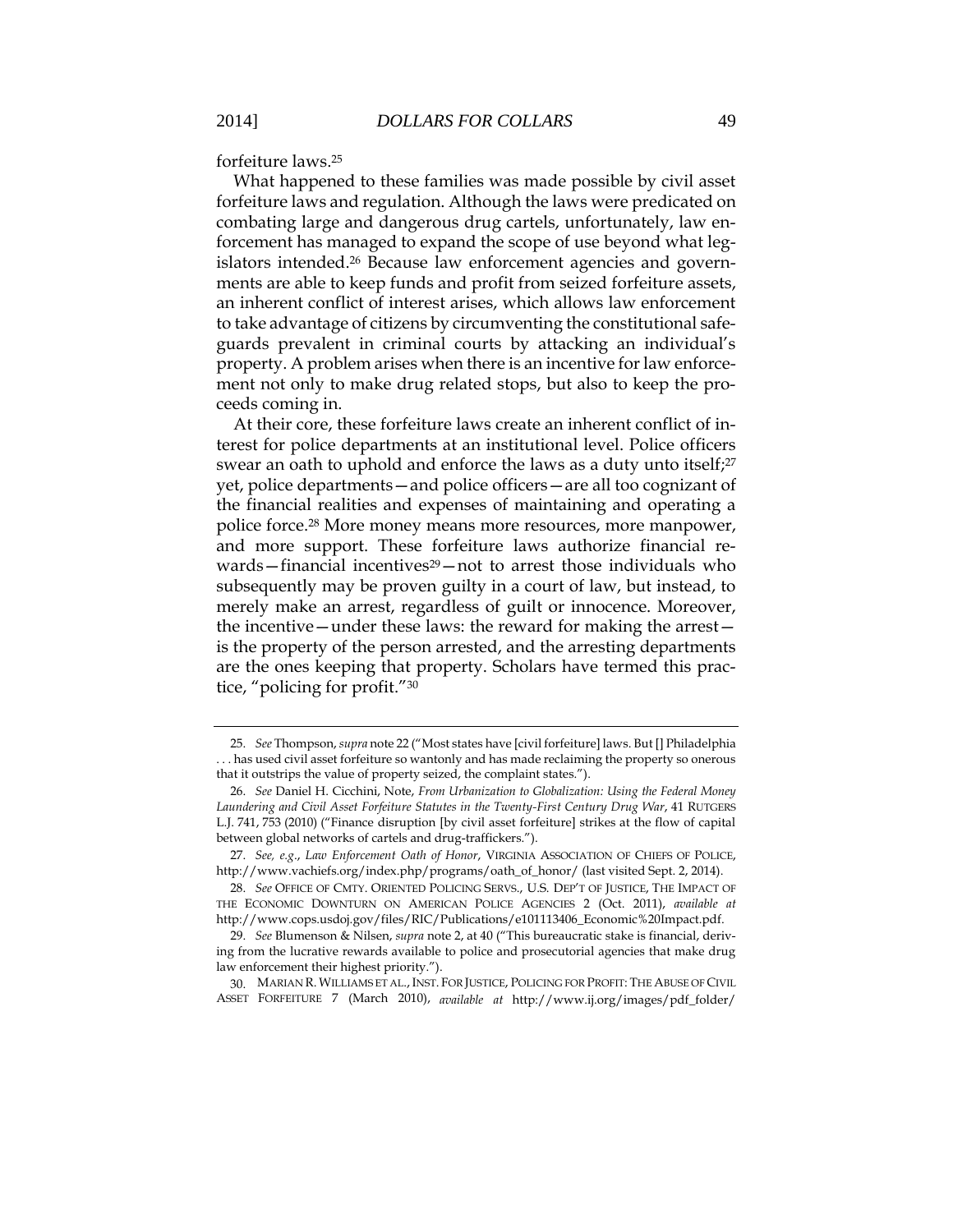forfeiture laws.[25]

What happened to these families was made possible by civil asset forfeiture laws and regulation. Although the laws were predicated on combating large and dangerous drug cartels, unfortunately, law enforcement has managed to expand the scope of use beyond what legislators intended.[26] Because law enforcement agencies and governments are able to keep funds and profit from seized forfeiture assets, an inherent conflict of interest arises, which allows law enforcement to take advantage of citizens by circumventing the constitutional safeguards prevalent in criminal courts by attacking an individual's property. A problem arises when there is an incentive for law enforcement not only to make drug related stops, but also to keep the proceeds coming in.

At their core, these forfeiture laws create an inherent conflict of interest for police departments at an institutional level. Police officers swear an oath to uphold and enforce the laws as a duty unto itself;[27] yet, police departments—and police officers—are all too cognizant of the financial realities and expenses of maintaining and operating a police force.[28] More money means more resources, more manpower, and more support. These forfeiture laws authorize financial rewards—financial incentives[29]—not to arrest those individuals who subsequently may be proven guilty in a court of law, but instead, to merely make an arrest, regardless of guilt or innocence. Moreover, the incentive—under these laws: the reward for making the arrest—is the property of the person arrested, and the arresting departments are the ones keeping that property. Scholars have termed this practice, "policing for profit."[30]

---

25. *See* Thompson, *supra* note 22 ("Most states have [civil forfeiture] laws. But [] Philadelphia . . . has used civil asset forfeiture so wantonly and has made reclaiming the property so onerous that it outstrips the value of property seized, the complaint states.").

26. *See* Daniel H. Cicchini, Note, *From Urbanization to Globalization: Using the Federal Money Laundering and Civil Asset Forfeiture Statutes in the Twenty-First Century Drug War*, 41 RUTGERS L.J. 741, 753 (2010) ("Finance disruption [by civil asset forfeiture] strikes at the flow of capital between global networks of cartels and drug-traffickers.").

27. *See, e.g.*, *Law Enforcement Oath of Honor*, VIRGINIA ASSOCIATION OF CHIEFS OF POLICE, http://www.vachiefs.org/index.php/programs/oath_of_honor/ (last visited Sept. 2, 2014).

28. *See* OFFICE OF CMTY. ORIENTED POLICING SERVS., U.S. DEP'T OF JUSTICE, THE IMPACT OF THE ECONOMIC DOWNTURN ON AMERICAN POLICE AGENCIES 2 (Oct. 2011), *available at* http://www.cops.usdoj.gov/files/RIC/Publications/e101113406_Economic%20Impact.pdf.

29. *See* Blumenson & Nilsen, *supra* note 2, at 40 ("This bureaucratic stake is financial, deriving from the lucrative rewards available to police and prosecutorial agencies that make drug law enforcement their highest priority.").

30. MARIAN R. WILLIAMS ET AL., INST. FOR JUSTICE, POLICING FOR PROFIT: THE ABUSE OF CIVIL ASSET FORFEITURE 7 (March 2010), *available at* http://www.ij.org/images/pdf_folder/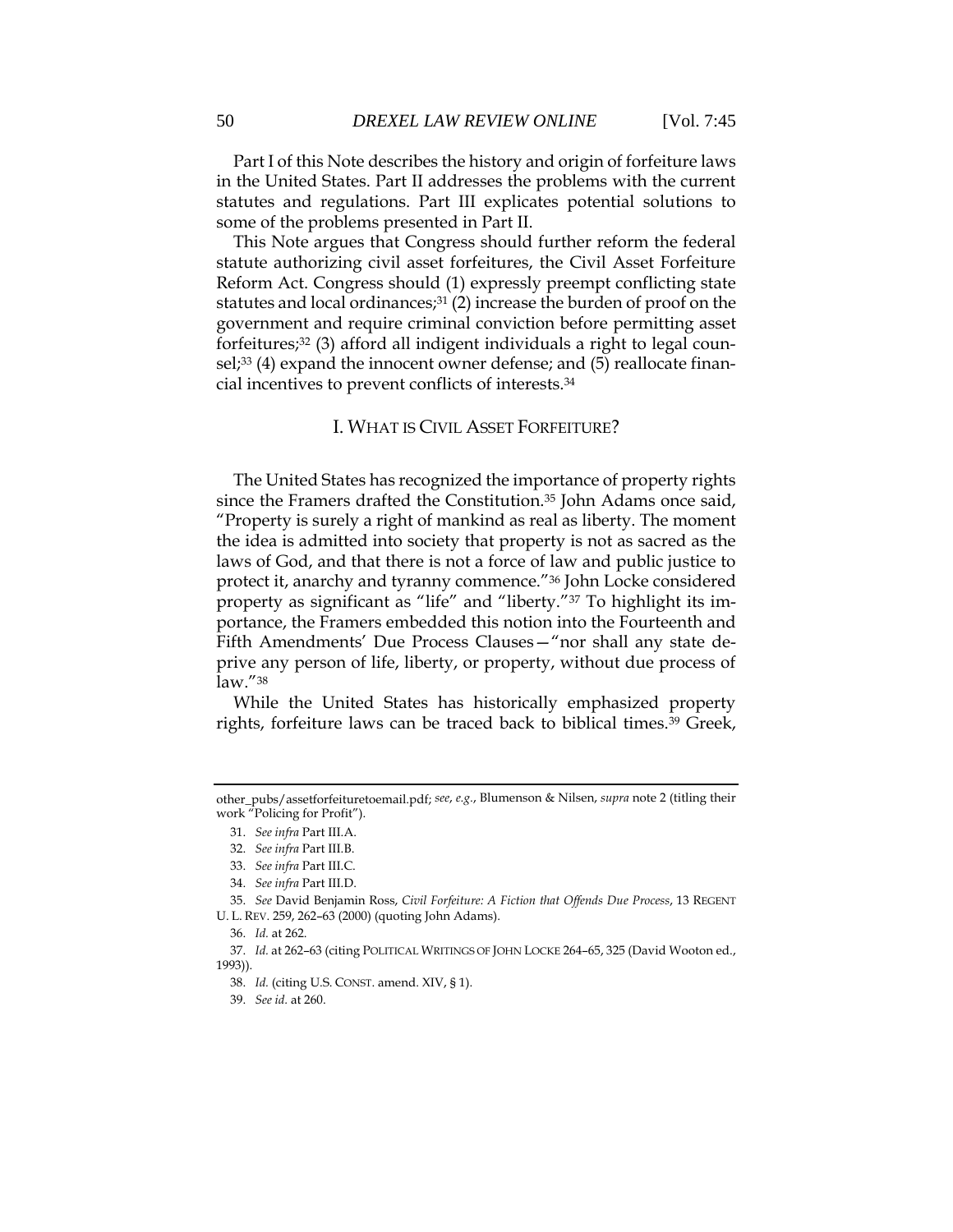Part I of this Note describes the history and origin of forfeiture laws in the United States. Part II addresses the problems with the current statutes and regulations. Part III explicates potential solutions to some of the problems presented in Part II.

This Note argues that Congress should further reform the federal statute authorizing civil asset forfeitures, the Civil Asset Forfeiture Reform Act. Congress should (1) expressly preempt conflicting state statutes and local ordinances;[31] (2) increase the burden of proof on the government and require criminal conviction before permitting asset forfeitures;[32] (3) afford all indigent individuals a right to legal counsel;[33] (4) expand the innocent owner defense; and (5) reallocate financial incentives to prevent conflicts of interests.[34]

## I. WHAT IS CIVIL ASSET FORFEITURE?

The United States has recognized the importance of property rights since the Framers drafted the Constitution.[35] John Adams once said, "Property is surely a right of mankind as real as liberty. The moment the idea is admitted into society that property is not as sacred as the laws of God, and that there is not a force of law and public justice to protect it, anarchy and tyranny commence."[36] John Locke considered property as significant as "life" and "liberty."[37] To highlight its importance, the Framers embedded this notion into the Fourteenth and Fifth Amendments' Due Process Clauses—"nor shall any state deprive any person of life, liberty, or property, without due process of law."[38]

While the United States has historically emphasized property rights, forfeiture laws can be traced back to biblical times.[39] Greek,

---

other_pubs/assetforfeituretoemail.pdf; *see, e.g.*, Blumenson & Nilsen, *supra* note 2 (titling their work "Policing for Profit").

31. *See infra* Part III.A.

32. *See infra* Part III.B.

33. *See infra* Part III.C.

34. *See infra* Part III.D.

35. *See* David Benjamin Ross, *Civil Forfeiture: A Fiction that Offends Due Process*, 13 REGENT U. L. REV. 259, 262–63 (2000) (quoting John Adams).

36. *Id.* at 262.

37. *Id.* at 262–63 (citing POLITICAL WRITINGS OF JOHN LOCKE 264–65, 325 (David Wooton ed., 1993)).

38. *Id.* (citing U.S. CONST. amend. XIV, § 1).

39. *See id.* at 260.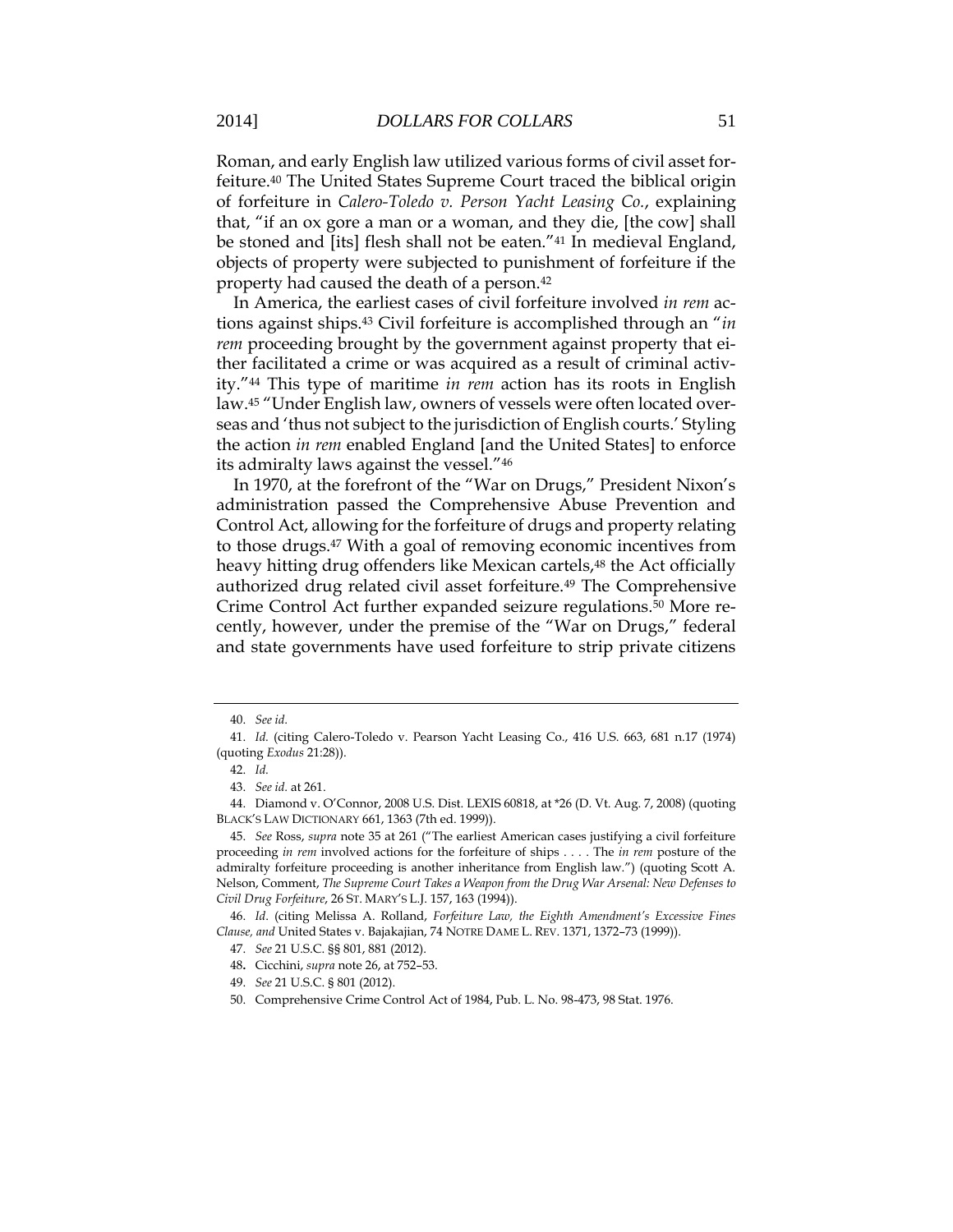Roman, and early English law utilized various forms of civil asset forfeiture.[40] The United States Supreme Court traced the biblical origin of forfeiture in *Calero-Toledo v. Person Yacht Leasing Co.*, explaining that, "if an ox gore a man or a woman, and they die, [the cow] shall be stoned and [its] flesh shall not be eaten."[41] In medieval England, objects of property were subjected to punishment of forfeiture if the property had caused the death of a person.[42]

In America, the earliest cases of civil forfeiture involved *in rem* actions against ships.[43] Civil forfeiture is accomplished through an "*in rem* proceeding brought by the government against property that either facilitated a crime or was acquired as a result of criminal activity."[44] This type of maritime *in rem* action has its roots in English law.[45] "Under English law, owners of vessels were often located overseas and 'thus not subject to the jurisdiction of English courts.' Styling the action *in rem* enabled England [and the United States] to enforce its admiralty laws against the vessel."[46]

In 1970, at the forefront of the "War on Drugs," President Nixon's administration passed the Comprehensive Abuse Prevention and Control Act, allowing for the forfeiture of drugs and property relating to those drugs.[47] With a goal of removing economic incentives from heavy hitting drug offenders like Mexican cartels,[48] the Act officially authorized drug related civil asset forfeiture.[49] The Comprehensive Crime Control Act further expanded seizure regulations.[50] More recently, however, under the premise of the "War on Drugs," federal and state governments have used forfeiture to strip private citizens

---

40. *See id.*

41. *Id.* (citing Calero-Toledo v. Pearson Yacht Leasing Co., 416 U.S. 663, 681 n.17 (1974) (quoting *Exodus* 21:28)).

42. *Id.*

43. *See id.* at 261.

44. Diamond v. O'Connor, 2008 U.S. Dist. LEXIS 60818, at *26 (D. Vt. Aug. 7, 2008) (quoting BLACK'S LAW DICTIONARY 661, 1363 (7th ed. 1999)).

45. *See* Ross, *supra* note 35 at 261 ("The earliest American cases justifying a civil forfeiture proceeding *in rem* involved actions for the forfeiture of ships . . . . The *in rem* posture of the admiralty forfeiture proceeding is another inheritance from English law.") (quoting Scott A. Nelson, Comment, *The Supreme Court Takes a Weapon from the Drug War Arsenal: New Defenses to Civil Drug Forfeiture*, 26 ST. MARY'S L.J. 157, 163 (1994)).

46. *Id.* (citing Melissa A. Rolland, *Forfeiture Law, the Eighth Amendment's Excessive Fines Clause, and* United States v. Bajakajian, 74 NOTRE DAME L. REV. 1371, 1372–73 (1999)).

47. *See* 21 U.S.C. §§ 801, 881 (2012).

48. Cicchini, *supra* note 26, at 752–53.

49. *See* 21 U.S.C. § 801 (2012).

50. Comprehensive Crime Control Act of 1984, Pub. L. No. 98-473, 98 Stat. 1976.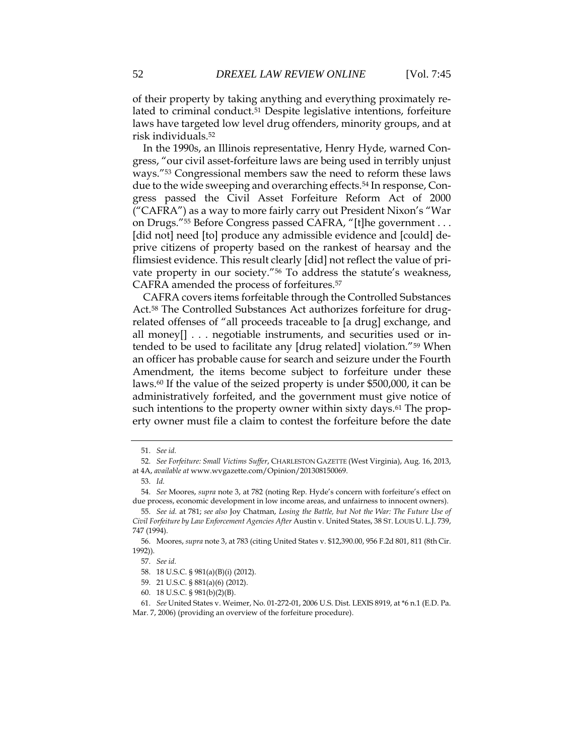of their property by taking anything and everything proximately related to criminal conduct.[51] Despite legislative intentions, forfeiture laws have targeted low level drug offenders, minority groups, and at risk individuals.[52]

In the 1990s, an Illinois representative, Henry Hyde, warned Congress, "our civil asset-forfeiture laws are being used in terribly unjust ways."[53] Congressional members saw the need to reform these laws due to the wide sweeping and overarching effects.[54] In response, Congress passed the Civil Asset Forfeiture Reform Act of 2000 ("CAFRA") as a way to more fairly carry out President Nixon's "War on Drugs."[55] Before Congress passed CAFRA, "[t]he government . . . [did not] need [to] produce any admissible evidence and [could] deprive citizens of property based on the rankest of hearsay and the flimsiest evidence. This result clearly [did] not reflect the value of private property in our society."[56] To address the statute's weakness, CAFRA amended the process of forfeitures.[57]

CAFRA covers items forfeitable through the Controlled Substances Act.[58] The Controlled Substances Act authorizes forfeiture for drug-related offenses of "all proceeds traceable to [a drug] exchange, and all money[] . . . negotiable instruments, and securities used or intended to be used to facilitate any [drug related] violation."[59] When an officer has probable cause for search and seizure under the Fourth Amendment, the items become subject to forfeiture under these laws.[60] If the value of the seized property is under $500,000, it can be administratively forfeited, and the government must give notice of such intentions to the property owner within sixty days.[61] The property owner must file a claim to contest the forfeiture before the date

---

51. *See id.*

52. *See Forfeiture: Small Victims Suffer*, CHARLESTON GAZETTE (West Virginia), Aug. 16, 2013, at 4A, *available at* www.wvgazette.com/Opinion/201308150069.

53. *Id.*

54. *See* Moores, *supra* note 3, at 782 (noting Rep. Hyde's concern with forfeiture's effect on due process, economic development in low income areas, and unfairness to innocent owners).

55. *See id.* at 781; *see also* Joy Chatman, *Losing the Battle, but Not the War: The Future Use of Civil Forfeiture by Law Enforcement Agencies After* Austin v. United States, 38 ST. LOUIS U. L.J. 739, 747 (1994).

56. Moores, *supra* note 3, at 783 (citing United States v. $12,390.00, 956 F.2d 801, 811 (8th Cir. 1992)).

57. *See id.*

58. 18 U.S.C. § 981(a)(B)(i) (2012).

59. 21 U.S.C. § 881(a)(6) (2012).

60. 18 U.S.C. § 981(b)(2)(B).

61. *See* United States v. Weimer, No. 01-272-01, 2006 U.S. Dist. LEXIS 8919, at *6 n.1 (E.D. Pa. Mar. 7, 2006) (providing an overview of the forfeiture procedure).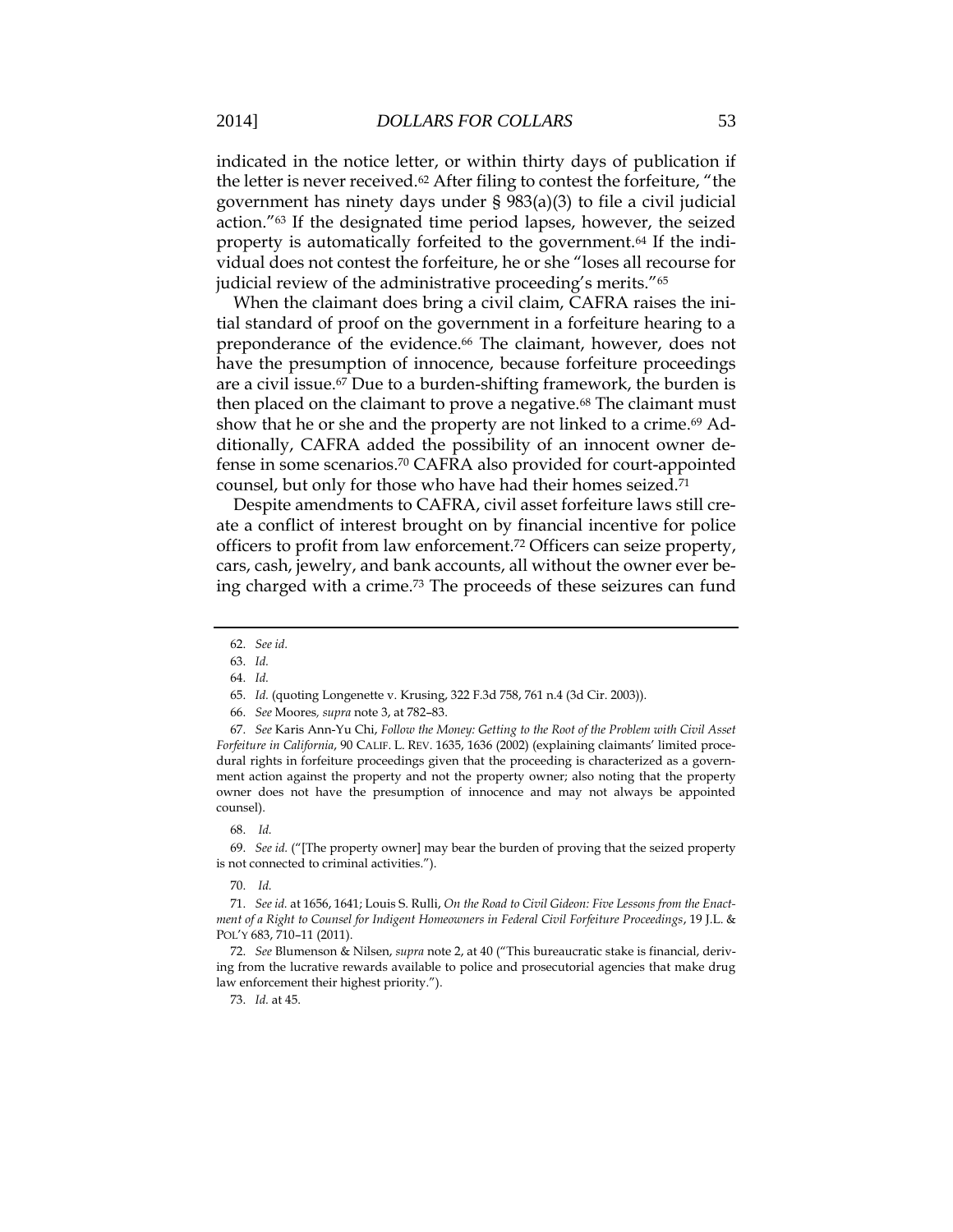indicated in the notice letter, or within thirty days of publication if the letter is never received.[62] After filing to contest the forfeiture, "the government has ninety days under § 983(a)(3) to file a civil judicial action."[63] If the designated time period lapses, however, the seized property is automatically forfeited to the government.[64] If the individual does not contest the forfeiture, he or she "loses all recourse for judicial review of the administrative proceeding's merits."[65]

When the claimant does bring a civil claim, CAFRA raises the initial standard of proof on the government in a forfeiture hearing to a preponderance of the evidence.[66] The claimant, however, does not have the presumption of innocence, because forfeiture proceedings are a civil issue.[67] Due to a burden-shifting framework, the burden is then placed on the claimant to prove a negative.[68] The claimant must show that he or she and the property are not linked to a crime.[69] Additionally, CAFRA added the possibility of an innocent owner defense in some scenarios.[70] CAFRA also provided for court-appointed counsel, but only for those who have had their homes seized.[71]

Despite amendments to CAFRA, civil asset forfeiture laws still create a conflict of interest brought on by financial incentive for police officers to profit from law enforcement.[72] Officers can seize property, cars, cash, jewelry, and bank accounts, all without the owner ever being charged with a crime.[73] The proceeds of these seizures can fund

---

62. *See id.*

63. *Id.*

64. *Id.*

65. *Id.* (quoting Longenette v. Krusing, 322 F.3d 758, 761 n.4 (3d Cir. 2003)).

66. *See* Moores, *supra* note 3, at 782–83.

67. *See* Karis Ann-Yu Chi, *Follow the Money: Getting to the Root of the Problem with Civil Asset Forfeiture in California*, 90 CALIF. L. REV. 1635, 1636 (2002) (explaining claimants' limited procedural rights in forfeiture proceedings given that the proceeding is characterized as a government action against the property and not the property owner; also noting that the property owner does not have the presumption of innocence and may not always be appointed counsel).

68. *Id.*

69. *See id.* ("[The property owner] may bear the burden of proving that the seized property is not connected to criminal activities.").

70. *Id.*

71. *See id.* at 1656, 1641; Louis S. Rulli, *On the Road to Civil Gideon: Five Lessons from the Enactment of a Right to Counsel for Indigent Homeowners in Federal Civil Forfeiture Proceedings*, 19 J.L. & POL'Y 683, 710–11 (2011).

72. *See* Blumenson & Nilsen, *supra* note 2, at 40 ("This bureaucratic stake is financial, deriving from the lucrative rewards available to police and prosecutorial agencies that make drug law enforcement their highest priority.").

73. *Id.* at 45.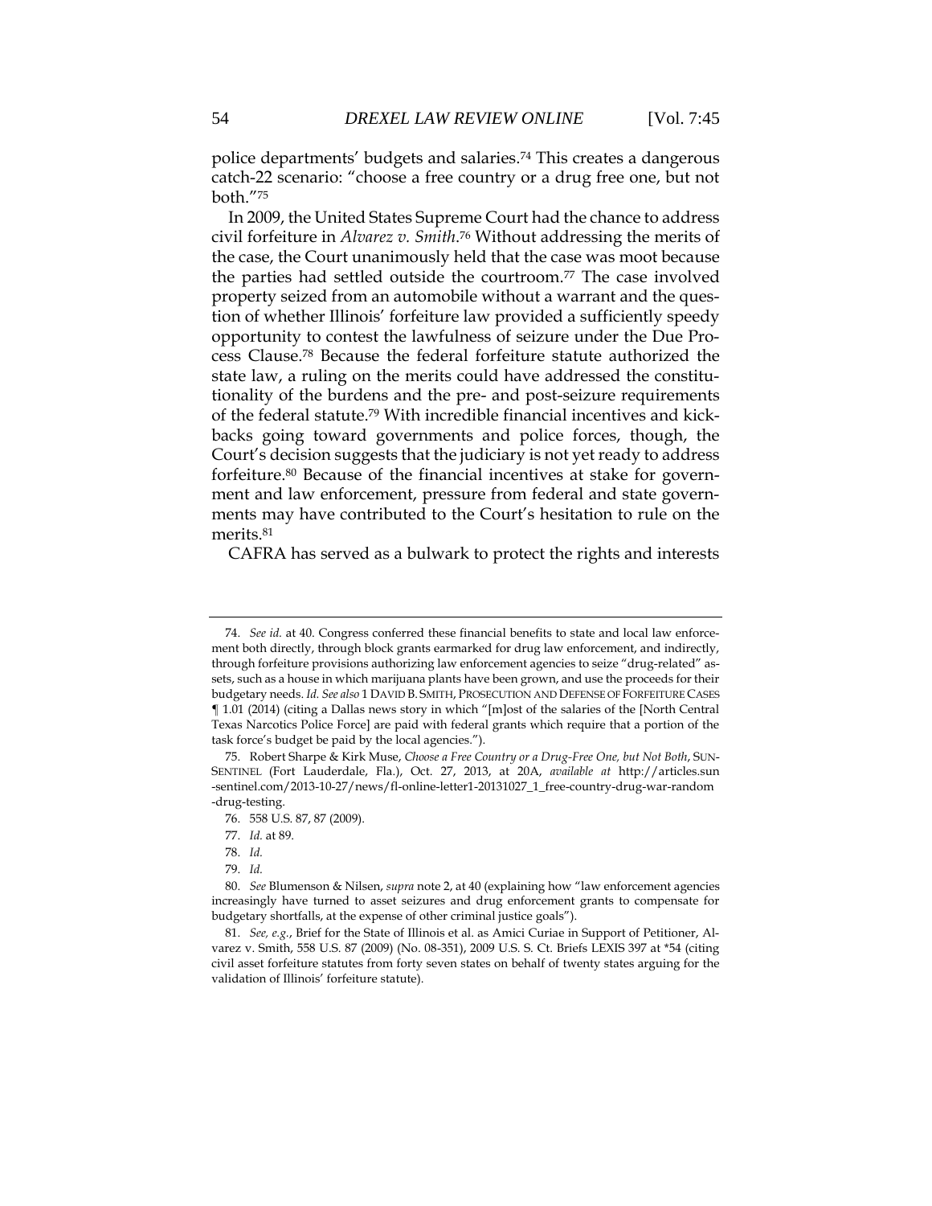police departments' budgets and salaries.[74] This creates a dangerous catch-22 scenario: "choose a free country or a drug free one, but not both."[75]

In 2009, the United States Supreme Court had the chance to address civil forfeiture in *Alvarez v. Smith*.[76] Without addressing the merits of the case, the Court unanimously held that the case was moot because the parties had settled outside the courtroom.[77] The case involved property seized from an automobile without a warrant and the question of whether Illinois' forfeiture law provided a sufficiently speedy opportunity to contest the lawfulness of seizure under the Due Process Clause.[78] Because the federal forfeiture statute authorized the state law, a ruling on the merits could have addressed the constitutionality of the burdens and the pre- and post-seizure requirements of the federal statute.[79] With incredible financial incentives and kickbacks going toward governments and police forces, though, the Court's decision suggests that the judiciary is not yet ready to address forfeiture.[80] Because of the financial incentives at stake for government and law enforcement, pressure from federal and state governments may have contributed to the Court's hesitation to rule on the merits.[81]

CAFRA has served as a bulwark to protect the rights and interests

---

74. *See id.* at 40. Congress conferred these financial benefits to state and local law enforcement both directly, through block grants earmarked for drug law enforcement, and indirectly, through forfeiture provisions authorizing law enforcement agencies to seize "drug-related" assets, such as a house in which marijuana plants have been grown, and use the proceeds for their budgetary needs. *Id. See also* 1 DAVID B. SMITH, PROSECUTION AND DEFENSE OF FORFEITURE CASES ¶ 1.01 (2014) (citing a Dallas news story in which "[m]ost of the salaries of the [North Central Texas Narcotics Police Force] are paid with federal grants which require that a portion of the task force's budget be paid by the local agencies.").

75. Robert Sharpe & Kirk Muse, *Choose a Free Country or a Drug-Free One, but Not Both*, SUN-SENTINEL (Fort Lauderdale, Fla.), Oct. 27, 2013, at 20A, *available at* http://articles.sun-sentinel.com/2013-10-27/news/fl-online-letter1-20131027_1_free-country-drug-war-random-drug-testing.

76. 558 U.S. 87, 87 (2009).

77. *Id.* at 89.

78. *Id.*

79. *Id.*

80. *See* Blumenson & Nilsen, *supra* note 2, at 40 (explaining how "law enforcement agencies increasingly have turned to asset seizures and drug enforcement grants to compensate for budgetary shortfalls, at the expense of other criminal justice goals").

81. *See, e.g.*, Brief for the State of Illinois et al. as Amici Curiae in Support of Petitioner, Alvarez v. Smith, 558 U.S. 87 (2009) (No. 08-351), 2009 U.S. S. Ct. Briefs LEXIS 397 at *54 (citing civil asset forfeiture statutes from forty seven states on behalf of twenty states arguing for the validation of Illinois' forfeiture statute).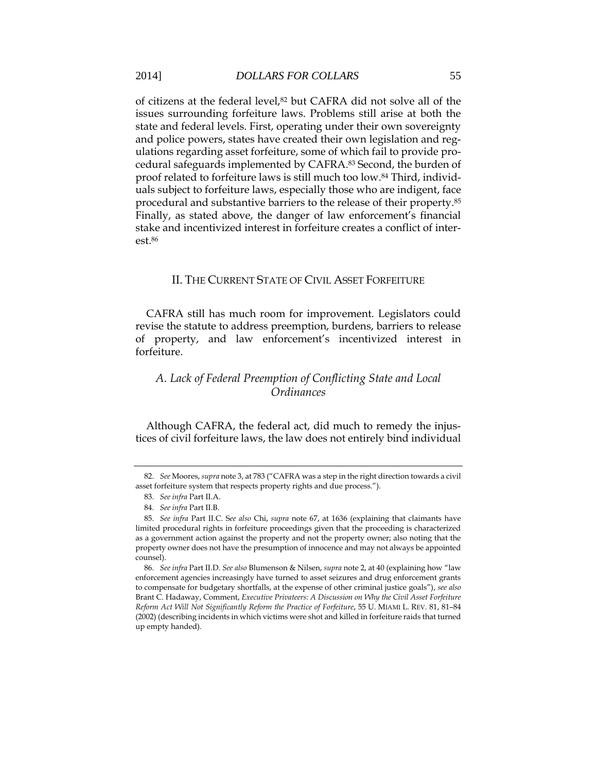of citizens at the federal level,[82] but CAFRA did not solve all of the issues surrounding forfeiture laws. Problems still arise at both the state and federal levels. First, operating under their own sovereignty and police powers, states have created their own legislation and regulations regarding asset forfeiture, some of which fail to provide procedural safeguards implemented by CAFRA.[83] Second, the burden of proof related to forfeiture laws is still much too low.[84] Third, individuals subject to forfeiture laws, especially those who are indigent, face procedural and substantive barriers to the release of their property.[85] Finally, as stated above, the danger of law enforcement's financial stake and incentivized interest in forfeiture creates a conflict of interest.[86]

## II. The Current State of Civil Asset Forfeiture

CAFRA still has much room for improvement. Legislators could revise the statute to address preemption, burdens, barriers to release of property, and law enforcement's incentivized interest in forfeiture.

### *A. Lack of Federal Preemption of Conflicting State and Local Ordinances*

Although CAFRA, the federal act, did much to remedy the injustices of civil forfeiture laws, the law does not entirely bind individual

---

82. *See* Moores, *supra* note 3, at 783 ("CAFRA was a step in the right direction towards a civil asset forfeiture system that respects property rights and due process.").

83. *See infra* Part II.A.

84. *See infra* Part II.B.

85. *See infra* Part II.C. S*ee also* Chi, *supra* note 67, at 1636 (explaining that claimants have limited procedural rights in forfeiture proceedings given that the proceeding is characterized as a government action against the property and not the property owner; also noting that the property owner does not have the presumption of innocence and may not always be appointed counsel).

86. *See infra* Part II.D. *See also* Blumenson & Nilsen, *supra* note 2, at 40 (explaining how "law enforcement agencies increasingly have turned to asset seizures and drug enforcement grants to compensate for budgetary shortfalls, at the expense of other criminal justice goals"), *see also* Brant C. Hadaway, Comment, *Executive Privateers: A Discussion on Why the Civil Asset Forfeiture Reform Act Will Not Significantly Reform the Practice of Forfeiture*, 55 U. MIAMI L. REV. 81, 81–84 (2002) (describing incidents in which victims were shot and killed in forfeiture raids that turned up empty handed).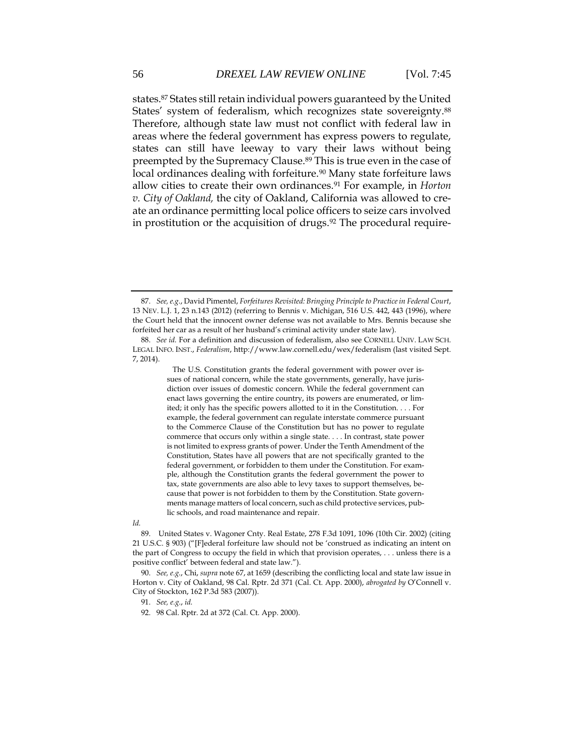states.[87] States still retain individual powers guaranteed by the United States' system of federalism, which recognizes state sovereignty.[88] Therefore, although state law must not conflict with federal law in areas where the federal government has express powers to regulate, states can still have leeway to vary their laws without being preempted by the Supremacy Clause.[89] This is true even in the case of local ordinances dealing with forfeiture.[90] Many state forfeiture laws allow cities to create their own ordinances.[91] For example, in *Horton v. City of Oakland,* the city of Oakland, California was allowed to create an ordinance permitting local police officers to seize cars involved in prostitution or the acquisition of drugs.[92] The procedural require-

---

87. *See, e.g.*, David Pimentel, *Forfeitures Revisited: Bringing Principle to Practice in Federal Court*, 13 NEV. L.J. 1, 23 n.143 (2012) (referring to Bennis v. Michigan, 516 U.S. 442, 443 (1996), where the Court held that the innocent owner defense was not available to Mrs. Bennis because she forfeited her car as a result of her husband's criminal activity under state law).

88. *See id.* For a definition and discussion of federalism, also see CORNELL UNIV. LAW SCH. LEGAL INFO. INST., *Federalism*, http://www.law.cornell.edu/wex/federalism (last visited Sept. 7, 2014).

> The U.S. Constitution grants the federal government with power over issues of national concern, while the state governments, generally, have jurisdiction over issues of domestic concern. While the federal government can enact laws governing the entire country, its powers are enumerated, or limited; it only has the specific powers allotted to it in the Constitution. . . . For example, the federal government can regulate interstate commerce pursuant to the Commerce Clause of the Constitution but has no power to regulate commerce that occurs only within a single state. . . . In contrast, state power is not limited to express grants of power. Under the Tenth Amendment of the Constitution, States have all powers that are not specifically granted to the federal government, or forbidden to them under the Constitution. For example, although the Constitution grants the federal government the power to tax, state governments are also able to levy taxes to support themselves, because that power is not forbidden to them by the Constitution. State governments manage matters of local concern, such as child protective services, public schools, and road maintenance and repair.

*Id.*

89. United States v. Wagoner Cnty. Real Estate, 278 F.3d 1091, 1096 (10th Cir. 2002) (citing 21 U.S.C. § 903) ("[F]ederal forfeiture law should not be 'construed as indicating an intent on the part of Congress to occupy the field in which that provision operates, . . . unless there is a positive conflict' between federal and state law.").

90. *See, e.g.*, Chi, *supra* note 67, at 1659 (describing the conflicting local and state law issue in Horton v. City of Oakland, 98 Cal. Rptr. 2d 371 (Cal. Ct. App. 2000), *abrogated by* O'Connell v. City of Stockton, 162 P.3d 583 (2007)).

91. *See, e.g.*, *id.*

92. 98 Cal. Rptr. 2d at 372 (Cal. Ct. App. 2000).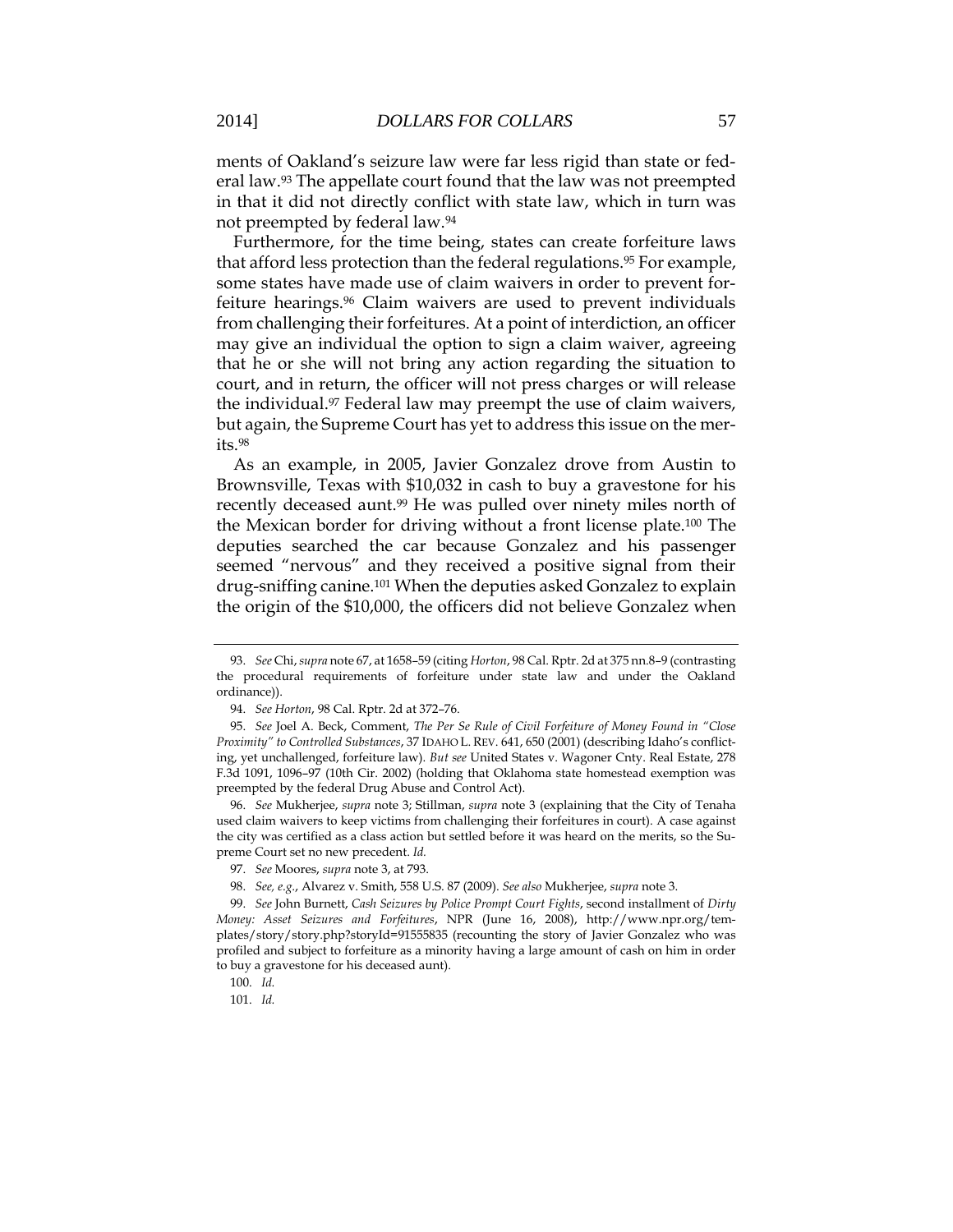ments of Oakland's seizure law were far less rigid than state or federal law.[93] The appellate court found that the law was not preempted in that it did not directly conflict with state law, which in turn was not preempted by federal law.[94]

Furthermore, for the time being, states can create forfeiture laws that afford less protection than the federal regulations.[95] For example, some states have made use of claim waivers in order to prevent forfeiture hearings.[96] Claim waivers are used to prevent individuals from challenging their forfeitures. At a point of interdiction, an officer may give an individual the option to sign a claim waiver, agreeing that he or she will not bring any action regarding the situation to court, and in return, the officer will not press charges or will release the individual.[97] Federal law may preempt the use of claim waivers, but again, the Supreme Court has yet to address this issue on the merits.[98]

As an example, in 2005, Javier Gonzalez drove from Austin to Brownsville, Texas with $10,032 in cash to buy a gravestone for his recently deceased aunt.[99] He was pulled over ninety miles north of the Mexican border for driving without a front license plate.[100] The deputies searched the car because Gonzalez and his passenger seemed "nervous" and they received a positive signal from their drug-sniffing canine.[101] When the deputies asked Gonzalez to explain the origin of the $10,000, the officers did not believe Gonzalez when

---

93. *See* Chi, *supra* note 67, at 1658–59 (citing *Horton*, 98 Cal. Rptr. 2d at 375 nn.8–9 (contrasting the procedural requirements of forfeiture under state law and under the Oakland ordinance)).

94. *See Horton*, 98 Cal. Rptr. 2d at 372–76.

95. *See* Joel A. Beck, Comment, *The Per Se Rule of Civil Forfeiture of Money Found in "Close Proximity" to Controlled Substances*, 37 IDAHO L. REV. 641, 650 (2001) (describing Idaho's conflicting, yet unchallenged, forfeiture law). *But see* United States v. Wagoner Cnty. Real Estate, 278 F.3d 1091, 1096–97 (10th Cir. 2002) (holding that Oklahoma state homestead exemption was preempted by the federal Drug Abuse and Control Act).

96. *See* Mukherjee, *supra* note 3; Stillman, *supra* note 3 (explaining that the City of Tenaha used claim waivers to keep victims from challenging their forfeitures in court). A case against the city was certified as a class action but settled before it was heard on the merits, so the Supreme Court set no new precedent. *Id.*

97. *See* Moores, *supra* note 3, at 793.

98. *See, e.g.*, Alvarez v. Smith, 558 U.S. 87 (2009). *See also* Mukherjee, *supra* note 3.

99. *See* John Burnett, *Cash Seizures by Police Prompt Court Fights*, second installment of *Dirty Money: Asset Seizures and Forfeitures*, NPR (June 16, 2008), http://www.npr.org/templates/story/story.php?storyId=91555835 (recounting the story of Javier Gonzalez who was profiled and subject to forfeiture as a minority having a large amount of cash on him in order to buy a gravestone for his deceased aunt).

100. *Id.*

101. *Id.*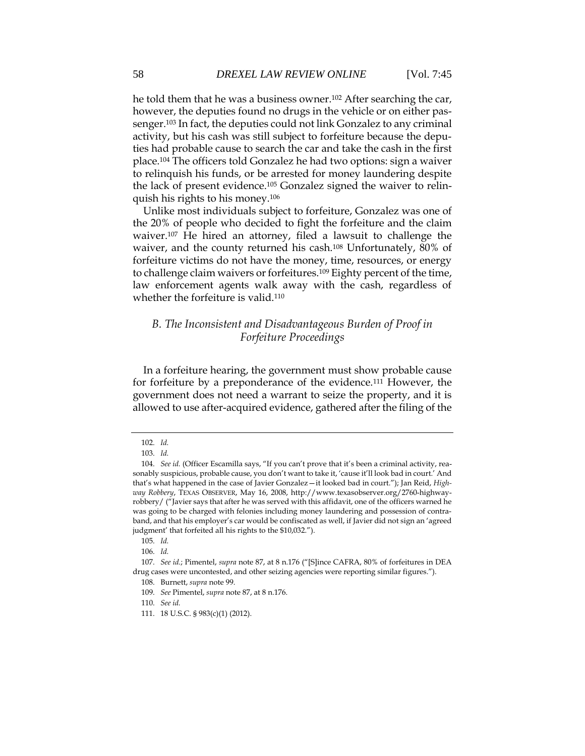he told them that he was a business owner.[102] After searching the car, however, the deputies found no drugs in the vehicle or on either passenger.[103] In fact, the deputies could not link Gonzalez to any criminal activity, but his cash was still subject to forfeiture because the deputies had probable cause to search the car and take the cash in the first place.[104] The officers told Gonzalez he had two options: sign a waiver to relinquish his funds, or be arrested for money laundering despite the lack of present evidence.[105] Gonzalez signed the waiver to relinquish his rights to his money.[106]

Unlike most individuals subject to forfeiture, Gonzalez was one of the 20% of people who decided to fight the forfeiture and the claim waiver.[107] He hired an attorney, filed a lawsuit to challenge the waiver, and the county returned his cash.[108] Unfortunately, 80% of forfeiture victims do not have the money, time, resources, or energy to challenge claim waivers or forfeitures.[109] Eighty percent of the time, law enforcement agents walk away with the cash, regardless of whether the forfeiture is valid.[110]

### *B. The Inconsistent and Disadvantageous Burden of Proof in Forfeiture Proceedings*

In a forfeiture hearing, the government must show probable cause for forfeiture by a preponderance of the evidence.[111] However, the government does not need a warrant to seize the property, and it is allowed to use after-acquired evidence, gathered after the filing of the

---

102. *Id.*

103. *Id.*

104. *See id.* (Officer Escamilla says, "If you can't prove that it's been a criminal activity, reasonably suspicious, probable cause, you don't want to take it, 'cause it'll look bad in court.' And that's what happened in the case of Javier Gonzalez—it looked bad in court."); Jan Reid, *Highway Robbery*, TEXAS OBSERVER, May 16, 2008, http://www.texasobserver.org/2760-highway-robbery/ ("Javier says that after he was served with this affidavit, one of the officers warned he was going to be charged with felonies including money laundering and possession of contraband, and that his employer's car would be confiscated as well, if Javier did not sign an 'agreed judgment' that forfeited all his rights to the $10,032.").

105. *Id.*

106. *Id.*

107. *See id.*; Pimentel, *supra* note 87, at 8 n.176 ("[S]ince CAFRA, 80% of forfeitures in DEA drug cases were uncontested, and other seizing agencies were reporting similar figures.").

108. Burnett, *supra* note 99.

109. *See* Pimentel, *supra* note 87, at 8 n.176.

110. *See id.*

111. 18 U.S.C. § 983(c)(1) (2012).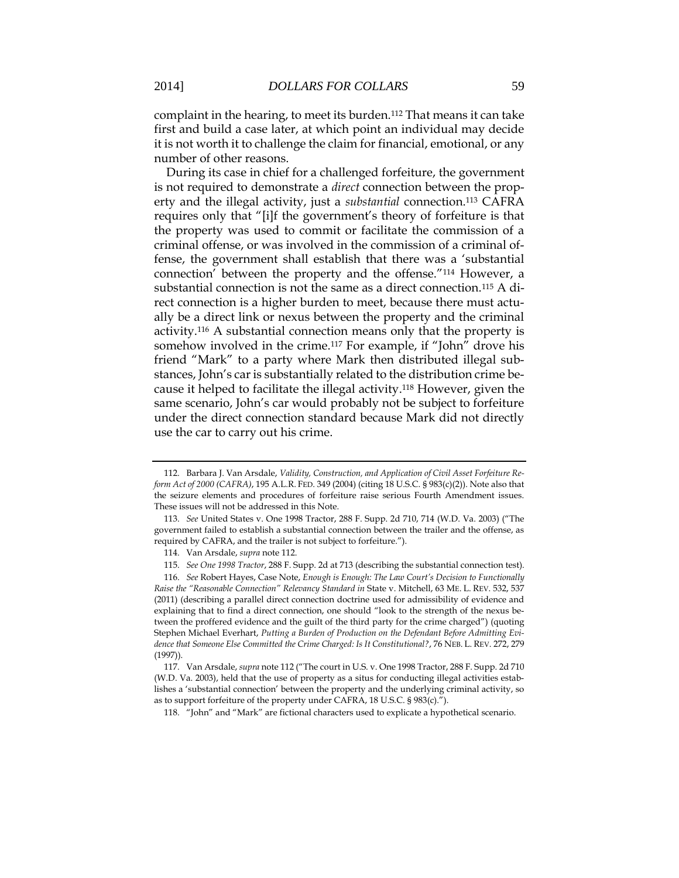complaint in the hearing, to meet its burden.[112] That means it can take first and build a case later, at which point an individual may decide it is not worth it to challenge the claim for financial, emotional, or any number of other reasons.

During its case in chief for a challenged forfeiture, the government is not required to demonstrate a *direct* connection between the property and the illegal activity, just a *substantial* connection.[113] CAFRA requires only that "[i]f the government's theory of forfeiture is that the property was used to commit or facilitate the commission of a criminal offense, or was involved in the commission of a criminal offense, the government shall establish that there was a 'substantial connection' between the property and the offense."[114] However, a substantial connection is not the same as a direct connection.[115] A direct connection is a higher burden to meet, because there must actually be a direct link or nexus between the property and the criminal activity.[116] A substantial connection means only that the property is somehow involved in the crime.[117] For example, if "John" drove his friend "Mark" to a party where Mark then distributed illegal substances, John's car is substantially related to the distribution crime because it helped to facilitate the illegal activity.[118] However, given the same scenario, John's car would probably not be subject to forfeiture under the direct connection standard because Mark did not directly use the car to carry out his crime.

---

112. Barbara J. Van Arsdale, *Validity, Construction, and Application of Civil Asset Forfeiture Reform Act of 2000 (CAFRA)*, 195 A.L.R. FED. 349 (2004) (citing 18 U.S.C. § 983(c)(2)). Note also that the seizure elements and procedures of forfeiture raise serious Fourth Amendment issues. These issues will not be addressed in this Note.

113. *See* United States v. One 1998 Tractor, 288 F. Supp. 2d 710, 714 (W.D. Va. 2003) ("The government failed to establish a substantial connection between the trailer and the offense, as required by CAFRA, and the trailer is not subject to forfeiture.").

114. Van Arsdale, *supra* note 112.

115. *See One 1998 Tractor*, 288 F. Supp. 2d at 713 (describing the substantial connection test).

116. *See* Robert Hayes, Case Note, *Enough is Enough: The Law Court's Decision to Functionally Raise the "Reasonable Connection" Relevancy Standard in* State v. Mitchell, 63 ME. L. REV. 532, 537 (2011) (describing a parallel direct connection doctrine used for admissibility of evidence and explaining that to find a direct connection, one should "look to the strength of the nexus between the proffered evidence and the guilt of the third party for the crime charged") (quoting Stephen Michael Everhart, *Putting a Burden of Production on the Defendant Before Admitting Evidence that Someone Else Committed the Crime Charged: Is It Constitutional?*, 76 NEB. L. REV. 272, 279 (1997)).

117. Van Arsdale, *supra* note 112 ("The court in U.S. v. One 1998 Tractor, 288 F. Supp. 2d 710 (W.D. Va. 2003), held that the use of property as a situs for conducting illegal activities establishes a 'substantial connection' between the property and the underlying criminal activity, so as to support forfeiture of the property under CAFRA, 18 U.S.C. § 983(c).").

118. "John" and "Mark" are fictional characters used to explicate a hypothetical scenario.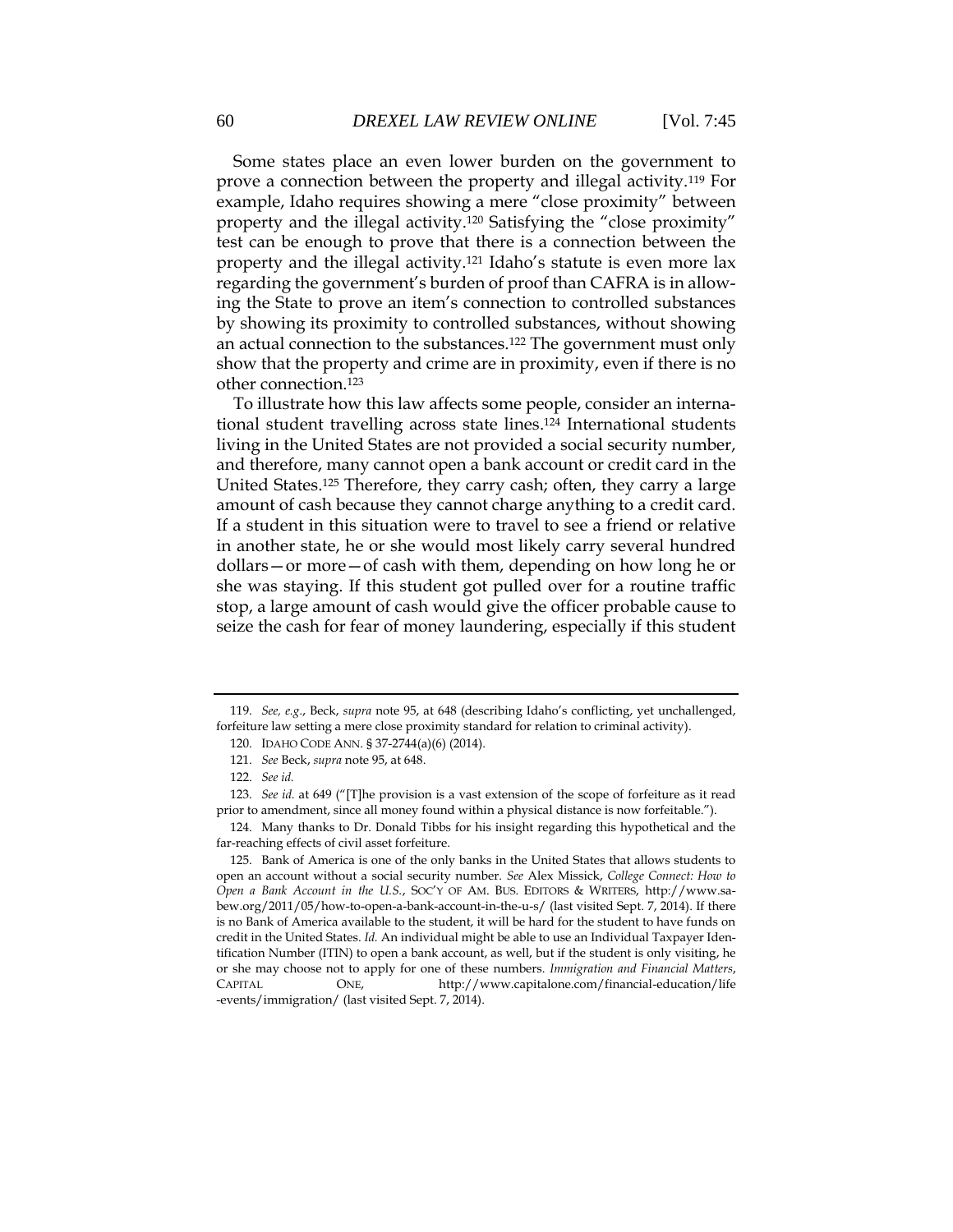Some states place an even lower burden on the government to prove a connection between the property and illegal activity.[119] For example, Idaho requires showing a mere "close proximity" between property and the illegal activity.[120] Satisfying the "close proximity" test can be enough to prove that there is a connection between the property and the illegal activity.[121] Idaho's statute is even more lax regarding the government's burden of proof than CAFRA is in allowing the State to prove an item's connection to controlled substances by showing its proximity to controlled substances, without showing an actual connection to the substances.[122] The government must only show that the property and crime are in proximity, even if there is no other connection.[123]

To illustrate how this law affects some people, consider an international student travelling across state lines.[124] International students living in the United States are not provided a social security number, and therefore, many cannot open a bank account or credit card in the United States.[125] Therefore, they carry cash; often, they carry a large amount of cash because they cannot charge anything to a credit card. If a student in this situation were to travel to see a friend or relative in another state, he or she would most likely carry several hundred dollars—or more—of cash with them, depending on how long he or she was staying. If this student got pulled over for a routine traffic stop, a large amount of cash would give the officer probable cause to seize the cash for fear of money laundering, especially if this student

---

119. *See, e.g.*, Beck, *supra* note 95, at 648 (describing Idaho's conflicting, yet unchallenged, forfeiture law setting a mere close proximity standard for relation to criminal activity).

120. IDAHO CODE ANN. § 37-2744(a)(6) (2014).

121. *See* Beck, *supra* note 95, at 648.

122. *See id.*

123. *See id.* at 649 ("[T]he provision is a vast extension of the scope of forfeiture as it read prior to amendment, since all money found within a physical distance is now forfeitable.").

124. Many thanks to Dr. Donald Tibbs for his insight regarding this hypothetical and the far-reaching effects of civil asset forfeiture.

125. Bank of America is one of the only banks in the United States that allows students to open an account without a social security number. *See* Alex Missick, *College Connect: How to Open a Bank Account in the U.S.*, SOC'Y OF AM. BUS. EDITORS & WRITERS, http://www.sabew.org/2011/05/how-to-open-a-bank-account-in-the-u-s/ (last visited Sept. 7, 2014). If there is no Bank of America available to the student, it will be hard for the student to have funds on credit in the United States. *Id.* An individual might be able to use an Individual Taxpayer Identification Number (ITIN) to open a bank account, as well, but if the student is only visiting, he or she may choose not to apply for one of these numbers. *Immigration and Financial Matters*, CAPITAL ONE, http://www.capitalone.com/financial-education/life-events/immigration/ (last visited Sept. 7, 2014).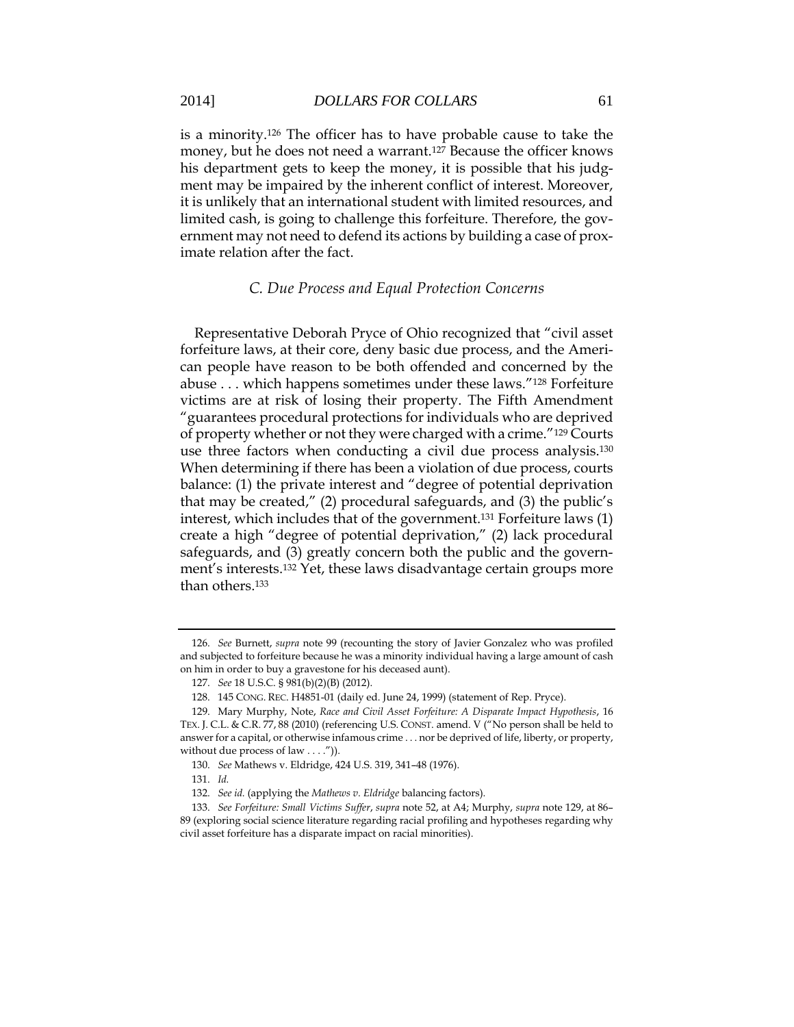is a minority.[126] The officer has to have probable cause to take the money, but he does not need a warrant.[127] Because the officer knows his department gets to keep the money, it is possible that his judgment may be impaired by the inherent conflict of interest. Moreover, it is unlikely that an international student with limited resources, and limited cash, is going to challenge this forfeiture. Therefore, the government may not need to defend its actions by building a case of proximate relation after the fact.

### *C. Due Process and Equal Protection Concerns*

Representative Deborah Pryce of Ohio recognized that "civil asset forfeiture laws, at their core, deny basic due process, and the American people have reason to be both offended and concerned by the abuse . . . which happens sometimes under these laws."[128] Forfeiture victims are at risk of losing their property. The Fifth Amendment "guarantees procedural protections for individuals who are deprived of property whether or not they were charged with a crime."[129] Courts use three factors when conducting a civil due process analysis.[130] When determining if there has been a violation of due process, courts balance: (1) the private interest and "degree of potential deprivation that may be created," (2) procedural safeguards, and (3) the public's interest, which includes that of the government.[131] Forfeiture laws (1) create a high "degree of potential deprivation," (2) lack procedural safeguards, and (3) greatly concern both the public and the government's interests.[132] Yet, these laws disadvantage certain groups more than others.[133]

---

126. *See* Burnett, *supra* note 99 (recounting the story of Javier Gonzalez who was profiled and subjected to forfeiture because he was a minority individual having a large amount of cash on him in order to buy a gravestone for his deceased aunt).

127. *See* 18 U.S.C. § 981(b)(2)(B) (2012).

128. 145 CONG. REC. H4851-01 (daily ed. June 24, 1999) (statement of Rep. Pryce).

129. Mary Murphy, Note, *Race and Civil Asset Forfeiture: A Disparate Impact Hypothesis*, 16 TEX. J. C.L. & C.R. 77, 88 (2010) (referencing U.S. CONST. amend. V ("No person shall be held to answer for a capital, or otherwise infamous crime . . . nor be deprived of life, liberty, or property, without due process of law . . . .")).

130. *See* Mathews v. Eldridge, 424 U.S. 319, 341–48 (1976).

131. *Id.*

132. *See id.* (applying the *Mathews v. Eldridge* balancing factors).

133. *See Forfeiture: Small Victims Suffer*, *supra* note 52, at A4; Murphy, *supra* note 129, at 86–89 (exploring social science literature regarding racial profiling and hypotheses regarding why civil asset forfeiture has a disparate impact on racial minorities).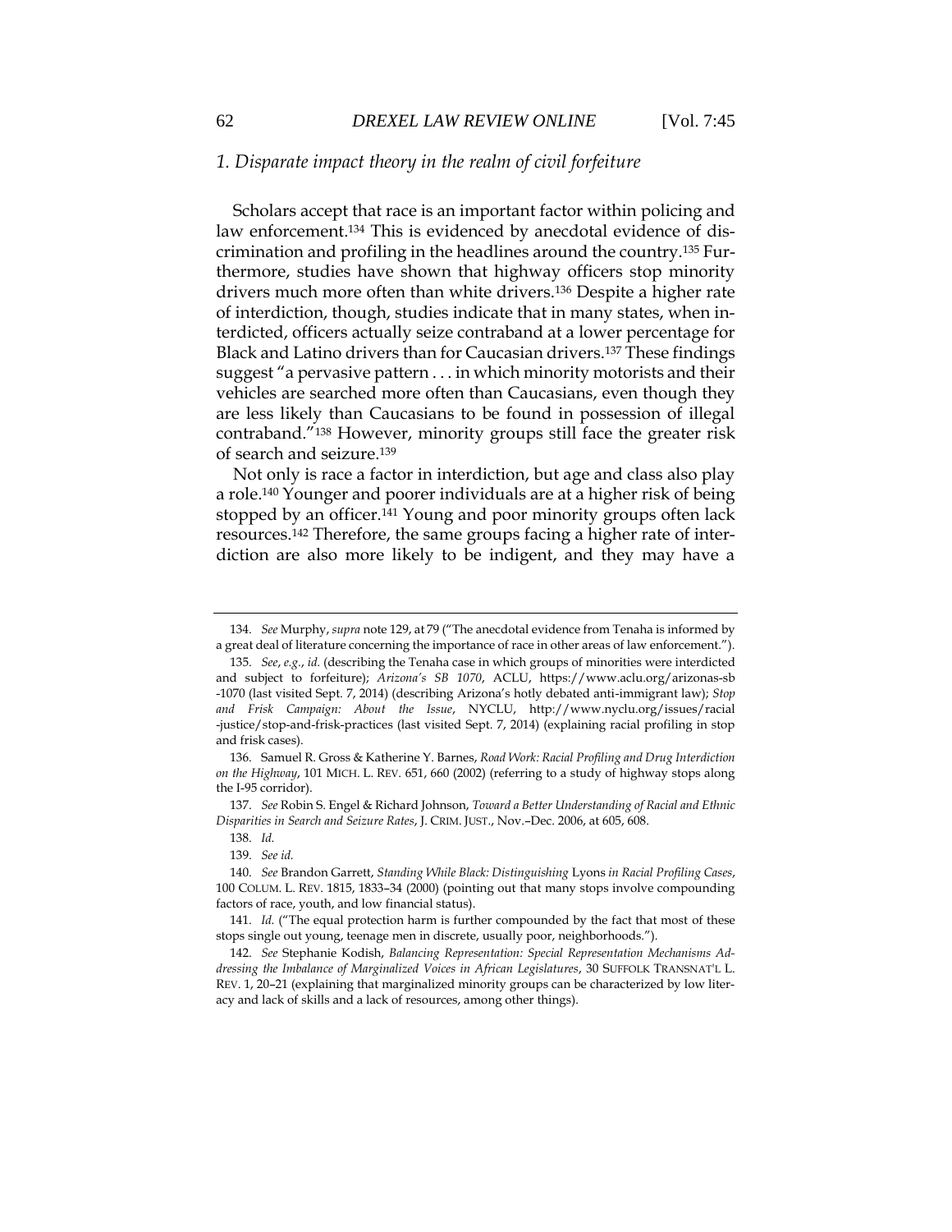### *1. Disparate impact theory in the realm of civil forfeiture*

Scholars accept that race is an important factor within policing and law enforcement.[134] This is evidenced by anecdotal evidence of discrimination and profiling in the headlines around the country.[135] Furthermore, studies have shown that highway officers stop minority drivers much more often than white drivers.[136] Despite a higher rate of interdiction, though, studies indicate that in many states, when interdicted, officers actually seize contraband at a lower percentage for Black and Latino drivers than for Caucasian drivers.[137] These findings suggest "a pervasive pattern . . . in which minority motorists and their vehicles are searched more often than Caucasians, even though they are less likely than Caucasians to be found in possession of illegal contraband."[138] However, minority groups still face the greater risk of search and seizure.[139]

Not only is race a factor in interdiction, but age and class also play a role.[140] Younger and poorer individuals are at a higher risk of being stopped by an officer.[141] Young and poor minority groups often lack resources.[142] Therefore, the same groups facing a higher rate of interdiction are also more likely to be indigent, and they may have a

---

134. *See* Murphy, *supra* note 129, at 79 ("The anecdotal evidence from Tenaha is informed by a great deal of literature concerning the importance of race in other areas of law enforcement.").

135. *See, e.g.*, *id.* (describing the Tenaha case in which groups of minorities were interdicted and subject to forfeiture); *Arizona's SB 1070*, ACLU, https://www.aclu.org/arizonas-sb-1070 (last visited Sept. 7, 2014) (describing Arizona's hotly debated anti-immigrant law); *Stop and Frisk Campaign: About the Issue*, NYCLU, http://www.nyclu.org/issues/racial-justice/stop-and-frisk-practices (last visited Sept. 7, 2014) (explaining racial profiling in stop and frisk cases).

136. Samuel R. Gross & Katherine Y. Barnes, *Road Work: Racial Profiling and Drug Interdiction on the Highway*, 101 MICH. L. REV. 651, 660 (2002) (referring to a study of highway stops along the I-95 corridor).

137. *See* Robin S. Engel & Richard Johnson, *Toward a Better Understanding of Racial and Ethnic Disparities in Search and Seizure Rates*, J. CRIM. JUST., Nov.–Dec. 2006, at 605, 608.

138. *Id.*

139. *See id.*

140. *See* Brandon Garrett, *Standing While Black: Distinguishing* Lyons *in Racial Profiling Cases*, 100 COLUM. L. REV. 1815, 1833–34 (2000) (pointing out that many stops involve compounding factors of race, youth, and low financial status).

141. *Id.* ("The equal protection harm is further compounded by the fact that most of these stops single out young, teenage men in discrete, usually poor, neighborhoods.").

142. *See* Stephanie Kodish, *Balancing Representation: Special Representation Mechanisms Addressing the Imbalance of Marginalized Voices in African Legislatures*, 30 SUFFOLK TRANSNAT'L L. REV. 1, 20–21 (explaining that marginalized minority groups can be characterized by low literacy and lack of skills and a lack of resources, among other things).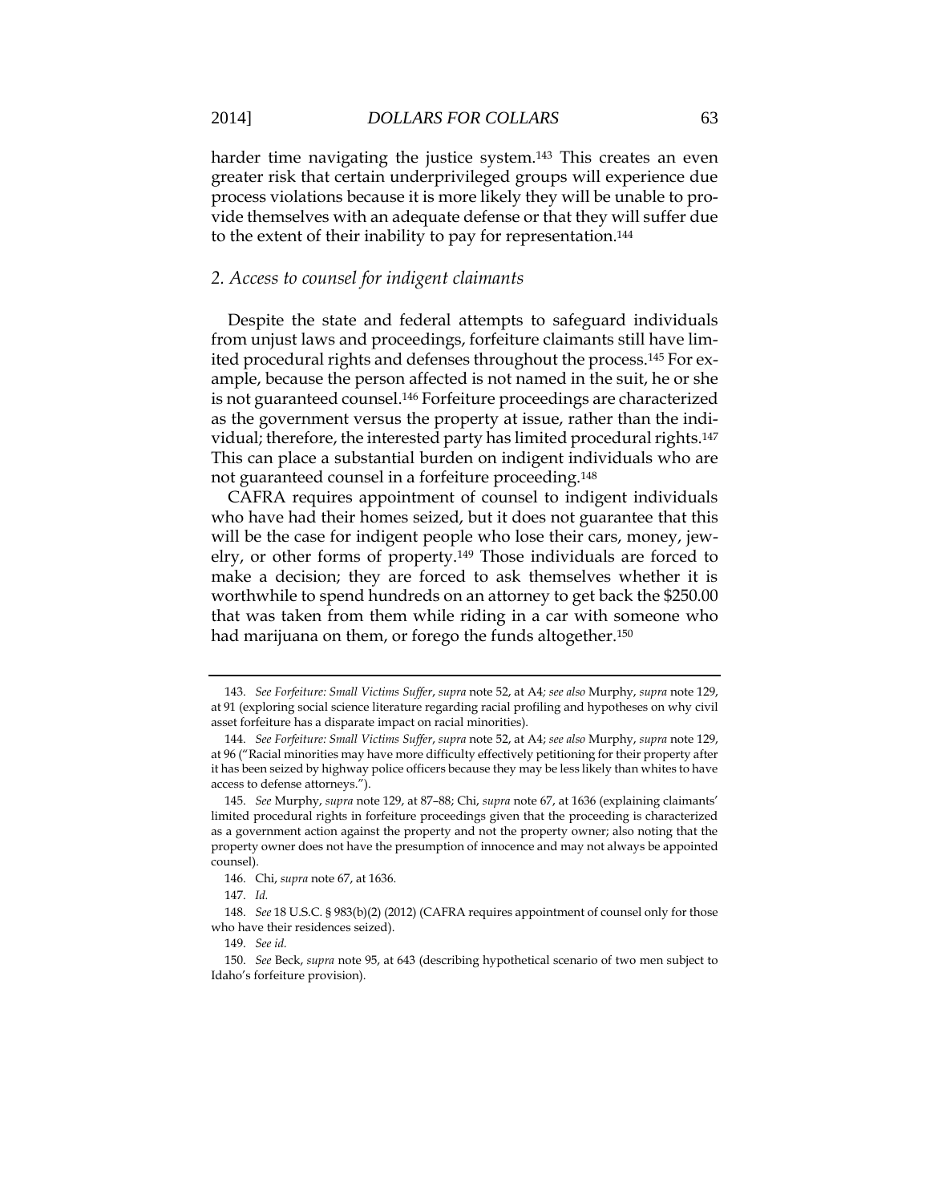harder time navigating the justice system.[143] This creates an even greater risk that certain underprivileged groups will experience due process violations because it is more likely they will be unable to provide themselves with an adequate defense or that they will suffer due to the extent of their inability to pay for representation.[144]

### *2. Access to counsel for indigent claimants*

Despite the state and federal attempts to safeguard individuals from unjust laws and proceedings, forfeiture claimants still have limited procedural rights and defenses throughout the process.[145] For example, because the person affected is not named in the suit, he or she is not guaranteed counsel.[146] Forfeiture proceedings are characterized as the government versus the property at issue, rather than the individual; therefore, the interested party has limited procedural rights.[147] This can place a substantial burden on indigent individuals who are not guaranteed counsel in a forfeiture proceeding.[148]

CAFRA requires appointment of counsel to indigent individuals who have had their homes seized, but it does not guarantee that this will be the case for indigent people who lose their cars, money, jewelry, or other forms of property.[149] Those individuals are forced to make a decision; they are forced to ask themselves whether it is worthwhile to spend hundreds on an attorney to get back the $250.00 that was taken from them while riding in a car with someone who had marijuana on them, or forego the funds altogether.[150]

---

143. *See Forfeiture: Small Victims Suffer*, *supra* note 52, at A4*; see also* Murphy, *supra* note 129, at 91 (exploring social science literature regarding racial profiling and hypotheses on why civil asset forfeiture has a disparate impact on racial minorities).

144. *See Forfeiture: Small Victims Suffer*, *supra* note 52, at A4; *see also* Murphy, *supra* note 129, at 96 ("Racial minorities may have more difficulty effectively petitioning for their property after it has been seized by highway police officers because they may be less likely than whites to have access to defense attorneys.").

145. *See* Murphy, *supra* note 129, at 87–88; Chi, *supra* note 67, at 1636 (explaining claimants' limited procedural rights in forfeiture proceedings given that the proceeding is characterized as a government action against the property and not the property owner; also noting that the property owner does not have the presumption of innocence and may not always be appointed counsel).

146. Chi, *supra* note 67, at 1636.

147. *Id.*

148. *See* 18 U.S.C. § 983(b)(2) (2012) (CAFRA requires appointment of counsel only for those who have their residences seized).

149. *See id.*

150. *See* Beck, *supra* note 95, at 643 (describing hypothetical scenario of two men subject to Idaho's forfeiture provision).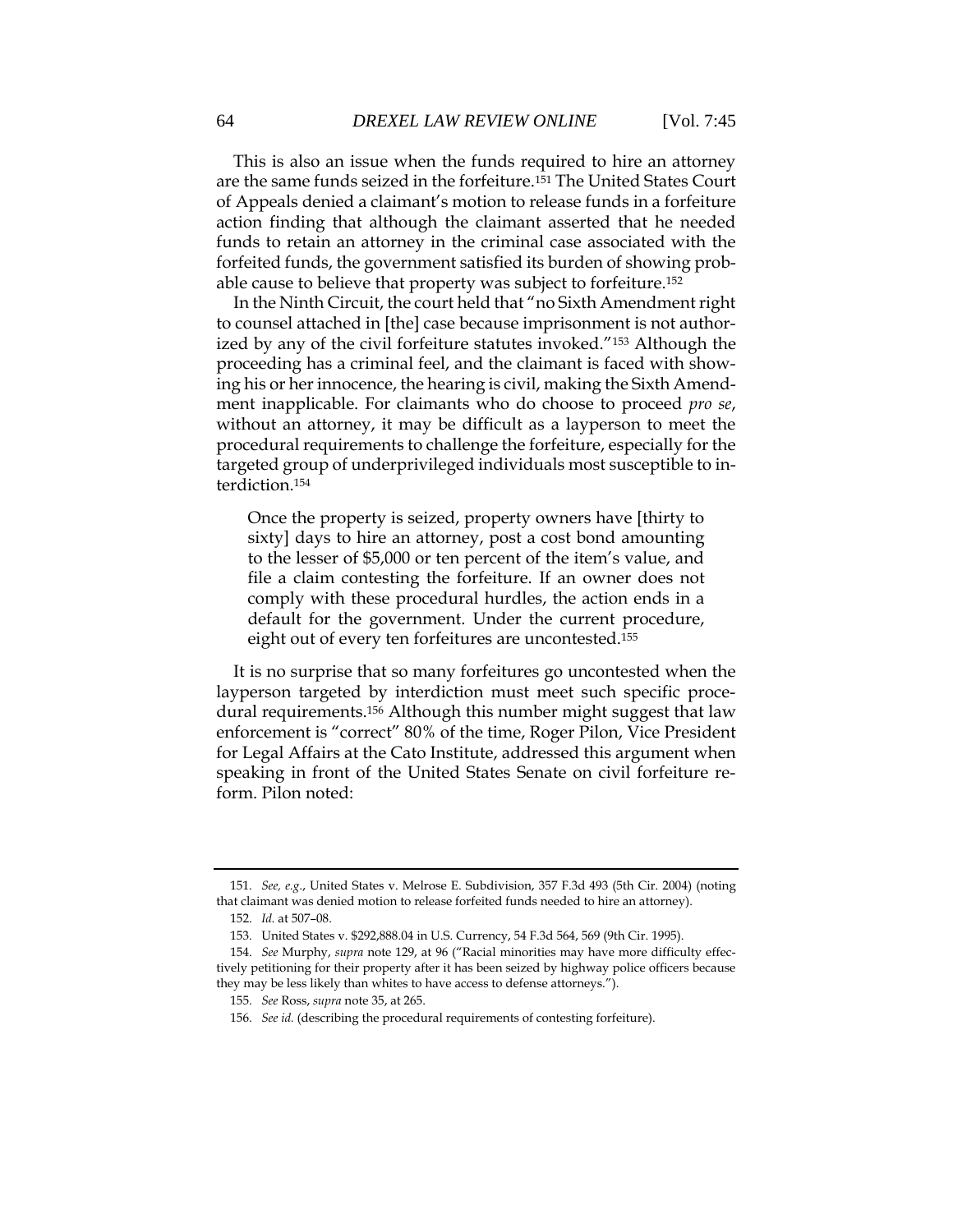This is also an issue when the funds required to hire an attorney are the same funds seized in the forfeiture.[151] The United States Court of Appeals denied a claimant's motion to release funds in a forfeiture action finding that although the claimant asserted that he needed funds to retain an attorney in the criminal case associated with the forfeited funds, the government satisfied its burden of showing probable cause to believe that property was subject to forfeiture.[152]

In the Ninth Circuit, the court held that "no Sixth Amendment right to counsel attached in [the] case because imprisonment is not authorized by any of the civil forfeiture statutes invoked."[153] Although the proceeding has a criminal feel, and the claimant is faced with showing his or her innocence, the hearing is civil, making the Sixth Amendment inapplicable. For claimants who do choose to proceed *pro se*, without an attorney, it may be difficult as a layperson to meet the procedural requirements to challenge the forfeiture, especially for the targeted group of underprivileged individuals most susceptible to interdiction.[154]

> Once the property is seized, property owners have [thirty to sixty] days to hire an attorney, post a cost bond amounting to the lesser of $5,000 or ten percent of the item's value, and file a claim contesting the forfeiture. If an owner does not comply with these procedural hurdles, the action ends in a default for the government. Under the current procedure, eight out of every ten forfeitures are uncontested.[155]

It is no surprise that so many forfeitures go uncontested when the layperson targeted by interdiction must meet such specific procedural requirements.[156] Although this number might suggest that law enforcement is "correct" 80% of the time, Roger Pilon, Vice President for Legal Affairs at the Cato Institute, addressed this argument when speaking in front of the United States Senate on civil forfeiture reform. Pilon noted:

---

151. *See, e.g.*, United States v. Melrose E. Subdivision, 357 F.3d 493 (5th Cir. 2004) (noting that claimant was denied motion to release forfeited funds needed to hire an attorney).

152. *Id.* at 507–08.

153. United States v. $292,888.04 in U.S. Currency, 54 F.3d 564, 569 (9th Cir. 1995).

154. *See* Murphy, *supra* note 129, at 96 ("Racial minorities may have more difficulty effectively petitioning for their property after it has been seized by highway police officers because they may be less likely than whites to have access to defense attorneys.").

155. *See* Ross, *supra* note 35, at 265.

156. *See id.* (describing the procedural requirements of contesting forfeiture).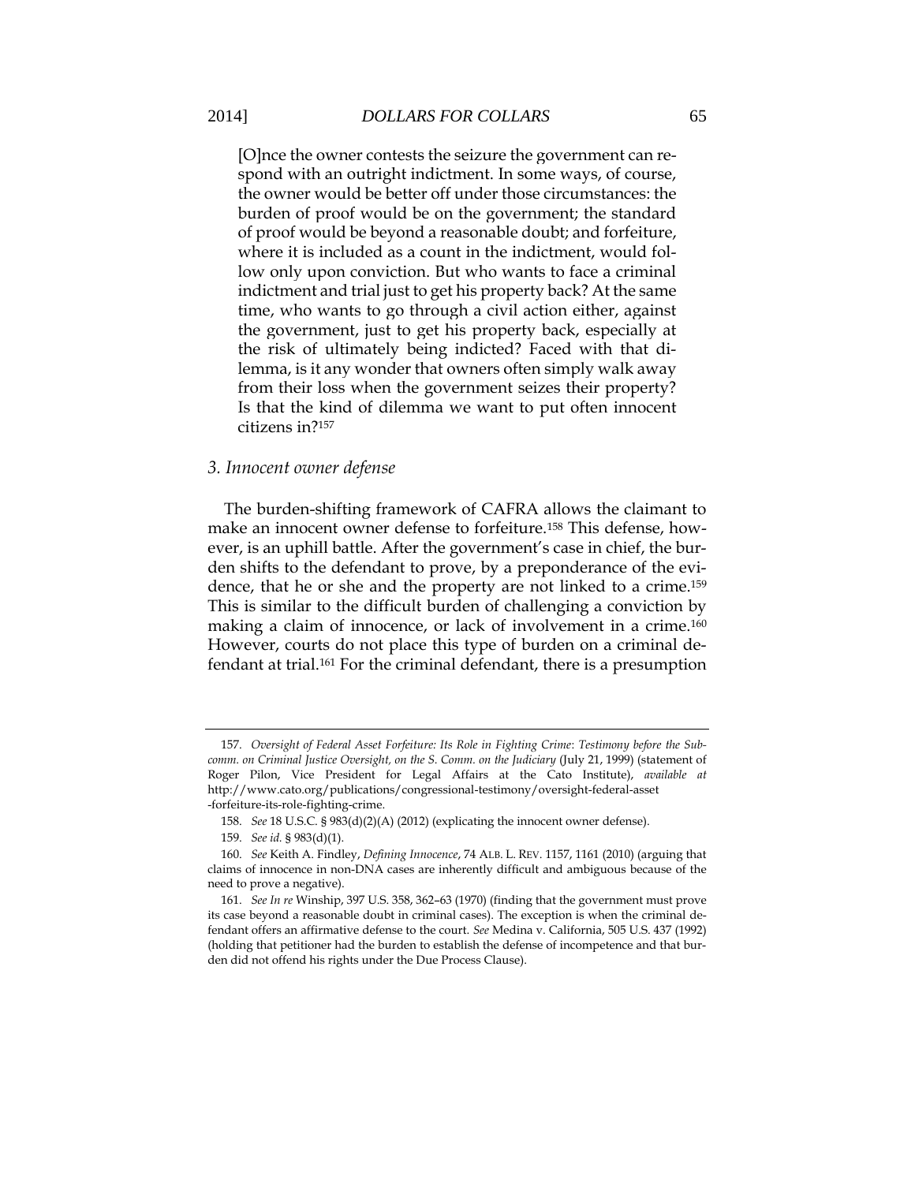> [O]nce the owner contests the seizure the government can respond with an outright indictment. In some ways, of course, the owner would be better off under those circumstances: the burden of proof would be on the government; the standard of proof would be beyond a reasonable doubt; and forfeiture, where it is included as a count in the indictment, would follow only upon conviction. But who wants to face a criminal indictment and trial just to get his property back? At the same time, who wants to go through a civil action either, against the government, just to get his property back, especially at the risk of ultimately being indicted? Faced with that dilemma, is it any wonder that owners often simply walk away from their loss when the government seizes their property? Is that the kind of dilemma we want to put often innocent citizens in?[157]

### *3. Innocent owner defense*

The burden-shifting framework of CAFRA allows the claimant to make an innocent owner defense to forfeiture.[158] This defense, however, is an uphill battle. After the government's case in chief, the burden shifts to the defendant to prove, by a preponderance of the evidence, that he or she and the property are not linked to a crime.[159] This is similar to the difficult burden of challenging a conviction by making a claim of innocence, or lack of involvement in a crime.[160] However, courts do not place this type of burden on a criminal defendant at trial.[161] For the criminal defendant, there is a presumption

---

157. *Oversight of Federal Asset Forfeiture: Its Role in Fighting Crime*: *Testimony before the Subcomm. on Criminal Justice Oversight, on the S. Comm. on the Judiciary* (July 21, 1999) (statement of Roger Pilon, Vice President for Legal Affairs at the Cato Institute), *available at* http://www.cato.org/publications/congressional-testimony/oversight-federal-asset-forfeiture-its-role-fighting-crime.

158. *See* 18 U.S.C. § 983(d)(2)(A) (2012) (explicating the innocent owner defense).

159. *See id.* § 983(d)(1).

160. *See* Keith A. Findley, *Defining Innocence*, 74 ALB. L. REV. 1157, 1161 (2010) (arguing that claims of innocence in non-DNA cases are inherently difficult and ambiguous because of the need to prove a negative).

161. *See In re* Winship, 397 U.S. 358, 362–63 (1970) (finding that the government must prove its case beyond a reasonable doubt in criminal cases). The exception is when the criminal defendant offers an affirmative defense to the court. *See* Medina v. California, 505 U.S. 437 (1992) (holding that petitioner had the burden to establish the defense of incompetence and that burden did not offend his rights under the Due Process Clause).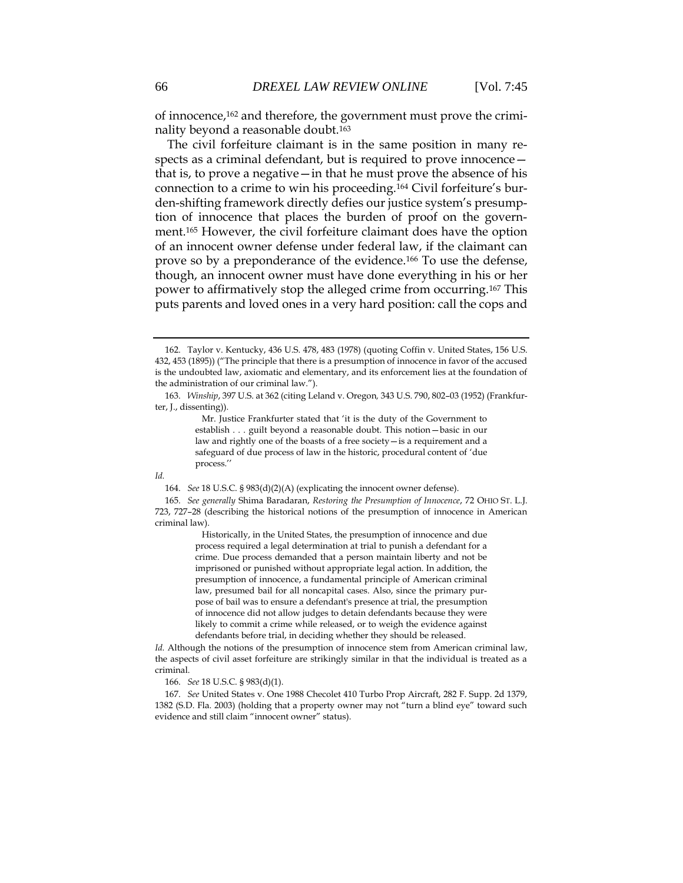of innocence,[162] and therefore, the government must prove the criminality beyond a reasonable doubt.[163]

The civil forfeiture claimant is in the same position in many respects as a criminal defendant, but is required to prove innocence—that is, to prove a negative—in that he must prove the absence of his connection to a crime to win his proceeding.[164] Civil forfeiture's burden-shifting framework directly defies our justice system's presumption of innocence that places the burden of proof on the government.[165] However, the civil forfeiture claimant does have the option of an innocent owner defense under federal law, if the claimant can prove so by a preponderance of the evidence.[166] To use the defense, though, an innocent owner must have done everything in his or her power to affirmatively stop the alleged crime from occurring.[167] This puts parents and loved ones in a very hard position: call the cops and

---

162. Taylor v. Kentucky, 436 U.S. 478, 483 (1978) (quoting Coffin v. United States, 156 U.S. 432, 453 (1895)) ("The principle that there is a presumption of innocence in favor of the accused is the undoubted law, axiomatic and elementary, and its enforcement lies at the foundation of the administration of our criminal law.").

163. *Winship*, 397 U.S. at 362 (citing Leland v. Oregon, 343 U.S. 790, 802–03 (1952) (Frankfurter, J., dissenting)).

> Mr. Justice Frankfurter stated that 'it is the duty of the Government to establish . . . guilt beyond a reasonable doubt. This notion—basic in our law and rightly one of the boasts of a free society—is a requirement and a safeguard of due process of law in the historic, procedural content of 'due process.''

*Id.*

164. *See* 18 U.S.C. § 983(d)(2)(A) (explicating the innocent owner defense).

165. *See generally* Shima Baradaran, *Restoring the Presumption of Innocence*, 72 OHIO ST. L.J. 723, 727–28 (describing the historical notions of the presumption of innocence in American criminal law).

> Historically, in the United States, the presumption of innocence and due process required a legal determination at trial to punish a defendant for a crime. Due process demanded that a person maintain liberty and not be imprisoned or punished without appropriate legal action. In addition, the presumption of innocence, a fundamental principle of American criminal law, presumed bail for all noncapital cases. Also, since the primary purpose of bail was to ensure a defendant's presence at trial, the presumption of innocence did not allow judges to detain defendants because they were likely to commit a crime while released, or to weigh the evidence against defendants before trial, in deciding whether they should be released.

*Id.* Although the notions of the presumption of innocence stem from American criminal law, the aspects of civil asset forfeiture are strikingly similar in that the individual is treated as a criminal.

166. *See* 18 U.S.C. § 983(d)(1).

167. *See* United States v. One 1988 Checolet 410 Turbo Prop Aircraft, 282 F. Supp. 2d 1379, 1382 (S.D. Fla. 2003) (holding that a property owner may not "turn a blind eye" toward such evidence and still claim "innocent owner" status).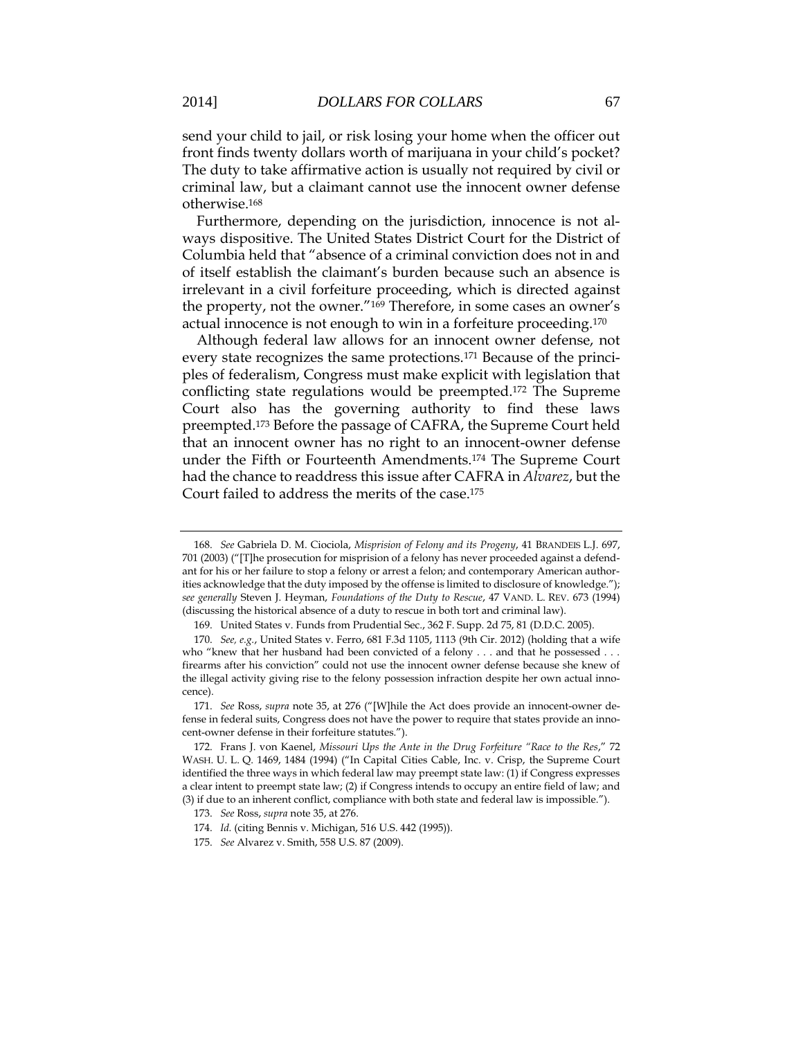send your child to jail, or risk losing your home when the officer out front finds twenty dollars worth of marijuana in your child's pocket? The duty to take affirmative action is usually not required by civil or criminal law, but a claimant cannot use the innocent owner defense otherwise.[168]

Furthermore, depending on the jurisdiction, innocence is not always dispositive. The United States District Court for the District of Columbia held that "absence of a criminal conviction does not in and of itself establish the claimant's burden because such an absence is irrelevant in a civil forfeiture proceeding, which is directed against the property, not the owner."[169] Therefore, in some cases an owner's actual innocence is not enough to win in a forfeiture proceeding.[170]

Although federal law allows for an innocent owner defense, not every state recognizes the same protections.[171] Because of the principles of federalism, Congress must make explicit with legislation that conflicting state regulations would be preempted.[172] The Supreme Court also has the governing authority to find these laws preempted.[173] Before the passage of CAFRA, the Supreme Court held that an innocent owner has no right to an innocent-owner defense under the Fifth or Fourteenth Amendments.[174] The Supreme Court had the chance to readdress this issue after CAFRA in *Alvarez*, but the Court failed to address the merits of the case.[175]

---

168. *See* Gabriela D. M. Ciociola, *Misprision of Felony and its Progeny*, 41 BRANDEIS L.J. 697, 701 (2003) ("[T]he prosecution for misprision of a felony has never proceeded against a defendant for his or her failure to stop a felony or arrest a felon; and contemporary American authorities acknowledge that the duty imposed by the offense is limited to disclosure of knowledge."); *see generally* Steven J. Heyman, *Foundations of the Duty to Rescue*, 47 VAND. L. REV. 673 (1994) (discussing the historical absence of a duty to rescue in both tort and criminal law).

169. United States v. Funds from Prudential Sec., 362 F. Supp. 2d 75, 81 (D.D.C. 2005).

170. *See, e.g.*, United States v. Ferro, 681 F.3d 1105, 1113 (9th Cir. 2012) (holding that a wife who "knew that her husband had been convicted of a felony . . . and that he possessed . . . firearms after his conviction" could not use the innocent owner defense because she knew of the illegal activity giving rise to the felony possession infraction despite her own actual innocence).

171. *See* Ross, *supra* note 35, at 276 ("[W]hile the Act does provide an innocent-owner defense in federal suits, Congress does not have the power to require that states provide an innocent-owner defense in their forfeiture statutes.").

172. Frans J. von Kaenel, *Missouri Ups the Ante in the Drug Forfeiture "Race to the Res*," 72 WASH. U. L. Q. 1469, 1484 (1994) ("In Capital Cities Cable, Inc. v. Crisp, the Supreme Court identified the three ways in which federal law may preempt state law: (1) if Congress expresses a clear intent to preempt state law; (2) if Congress intends to occupy an entire field of law; and (3) if due to an inherent conflict, compliance with both state and federal law is impossible.").

173. *See* Ross, *supra* note 35, at 276.

174. *Id.* (citing Bennis v. Michigan, 516 U.S. 442 (1995)).

175. *See* Alvarez v. Smith, 558 U.S. 87 (2009).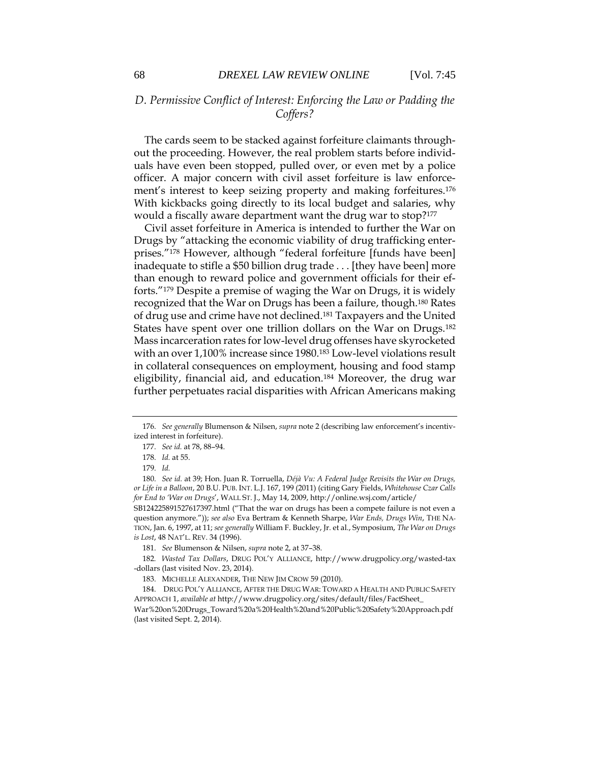### *D. Permissive Conflict of Interest: Enforcing the Law or Padding the Coffers?*

The cards seem to be stacked against forfeiture claimants throughout the proceeding. However, the real problem starts before individuals have even been stopped, pulled over, or even met by a police officer. A major concern with civil asset forfeiture is law enforcement's interest to keep seizing property and making forfeitures.[176] With kickbacks going directly to its local budget and salaries, why would a fiscally aware department want the drug war to stop?[177]

Civil asset forfeiture in America is intended to further the War on Drugs by "attacking the economic viability of drug trafficking enterprises."[178] However, although "federal forfeiture [funds have been] inadequate to stifle a $50 billion drug trade . . . [they have been] more than enough to reward police and government officials for their efforts."[179] Despite a premise of waging the War on Drugs, it is widely recognized that the War on Drugs has been a failure, though.[180] Rates of drug use and crime have not declined.[181] Taxpayers and the United States have spent over one trillion dollars on the War on Drugs.[182] Mass incarceration rates for low-level drug offenses have skyrocketed with an over 1,100% increase since 1980.[183] Low-level violations result in collateral consequences on employment, housing and food stamp eligibility, financial aid, and education.[184] Moreover, the drug war further perpetuates racial disparities with African Americans making

---

176. *See generally* Blumenson & Nilsen, *supra* note 2 (describing law enforcement's incentivized interest in forfeiture).

177. *See id.* at 78, 88–94.

178. *Id.* at 55.

179. *Id.*

180. *See id.* at 39; Hon. Juan R. Torruella, *Déjà Vu: A Federal Judge Revisits the War on Drugs, or Life in a Balloon*, 20 B.U. PUB. INT. L.J. 167, 199 (2011) (citing Gary Fields, *Whitehouse Czar Calls for End to 'War on Drugs'*, WALL ST. J., May 14, 2009, http://online.wsj.com/article/SB124225891527617397.html ("That the war on drugs has been a compete failure is not even a question anymore.")); *see also* Eva Bertram & Kenneth Sharpe, *War Ends, Drugs Win*, THE NATION, Jan. 6, 1997, at 11; *see generally* William F. Buckley, Jr. et al., Symposium, *The War on Drugs is Lost*, 48 NAT'L. REV. 34 (1996).

181. *See* Blumenson & Nilsen, *supra* note 2, at 37–38.

182. *Wasted Tax Dollars*, DRUG POL'Y ALLIANCE, http://www.drugpolicy.org/wasted-tax-dollars (last visited Nov. 23, 2014).

183. MICHELLE ALEXANDER, THE NEW JIM CROW 59 (2010).

184. DRUG POL'Y ALLIANCE, AFTER THE DRUG WAR: TOWARD A HEALTH AND PUBLIC SAFETY APPROACH 1, *available at* http://www.drugpolicy.org/sites/default/files/FactSheet_War%20on%20Drugs_Toward%20a%20Health%20and%20Public%20Safety%20Approach.pdf (last visited Sept. 2, 2014).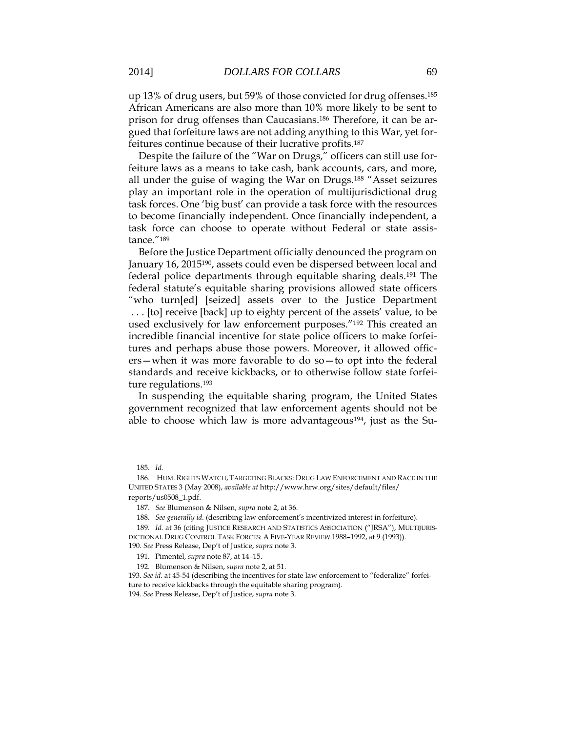up 13% of drug users, but 59% of those convicted for drug offenses.[185] African Americans are also more than 10% more likely to be sent to prison for drug offenses than Caucasians.[186] Therefore, it can be argued that forfeiture laws are not adding anything to this War, yet forfeitures continue because of their lucrative profits.[187]

Despite the failure of the "War on Drugs," officers can still use forfeiture laws as a means to take cash, bank accounts, cars, and more, all under the guise of waging the War on Drugs.[188] "Asset seizures play an important role in the operation of multijurisdictional drug task forces. One 'big bust' can provide a task force with the resources to become financially independent. Once financially independent, a task force can choose to operate without Federal or state assistance."[189]

Before the Justice Department officially denounced the program on January 16, 2015[190], assets could even be dispersed between local and federal police departments through equitable sharing deals.[191] The federal statute's equitable sharing provisions allowed state officers "who turn[ed] [seized] assets over to the Justice Department . . . [to] receive [back] up to eighty percent of the assets' value, to be used exclusively for law enforcement purposes."[192] This created an incredible financial incentive for state police officers to make forfeitures and perhaps abuse those powers. Moreover, it allowed officers—when it was more favorable to do so—to opt into the federal standards and receive kickbacks, or to otherwise follow state forfeiture regulations.[193]

In suspending the equitable sharing program, the United States government recognized that law enforcement agents should not be able to choose which law is more advantageous[194], just as the Su-

---

185. *Id.*

186. HUM. RIGHTS WATCH, TARGETING BLACKS: DRUG LAW ENFORCEMENT AND RACE IN THE UNITED STATES 3 (May 2008), *available at* http://www.hrw.org/sites/default/files/reports/us0508_1.pdf.

187. *See* Blumenson & Nilsen, *supra* note 2, at 36.

188. *See generally id.* (describing law enforcement's incentivized interest in forfeiture).

189. *Id.* at 36 (citing JUSTICE RESEARCH AND STATISTICS ASSOCIATION ("JRSA"), MULTIJURISDICTIONAL DRUG CONTROL TASK FORCES: A FIVE-YEAR REVIEW 1988–1992, at 9 (1993)).

190. *See* Press Release, Dep't of Justice, *supra* note 3.

191. Pimentel, *supra* note 87, at 14–15.

192. Blumenson & Nilsen, *supra* note 2, at 51.

193. *See id.* at 45-54 (describing the incentives for state law enforcement to "federalize" forfeiture to receive kickbacks through the equitable sharing program).

194. *See* Press Release, Dep't of Justice, *supra* note 3.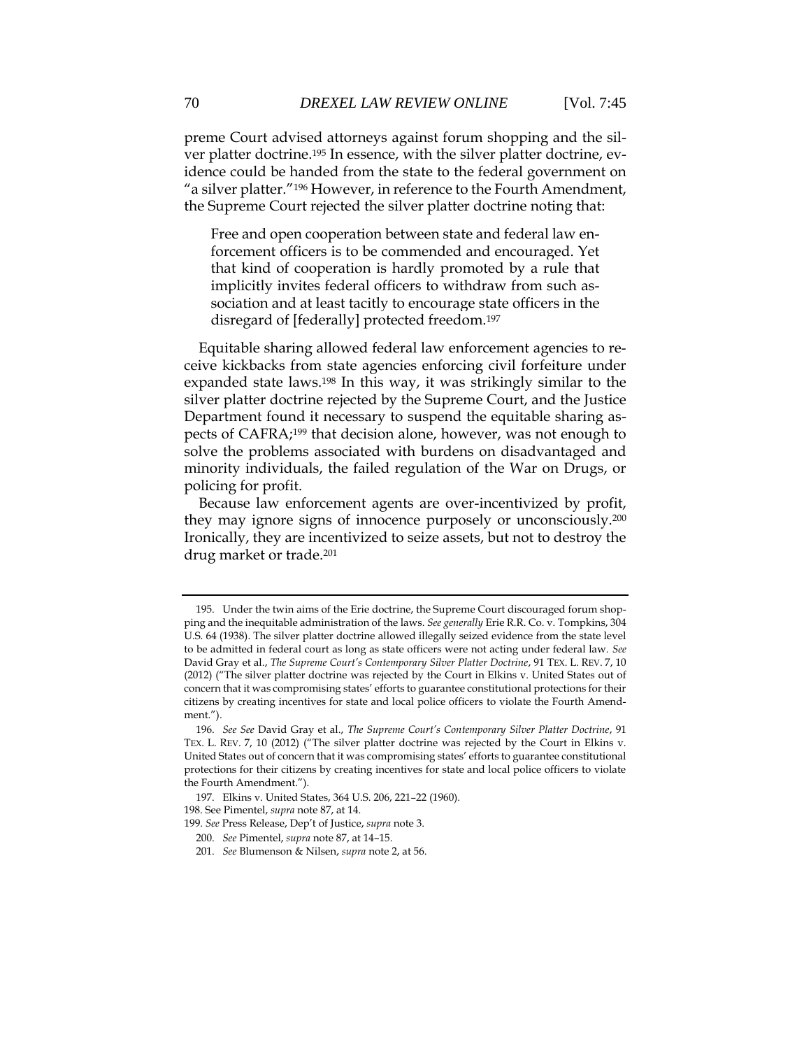preme Court advised attorneys against forum shopping and the silver platter doctrine.[195] In essence, with the silver platter doctrine, evidence could be handed from the state to the federal government on "a silver platter."[196] However, in reference to the Fourth Amendment, the Supreme Court rejected the silver platter doctrine noting that:

> Free and open cooperation between state and federal law enforcement officers is to be commended and encouraged. Yet that kind of cooperation is hardly promoted by a rule that implicitly invites federal officers to withdraw from such association and at least tacitly to encourage state officers in the disregard of [federally] protected freedom.[197]

Equitable sharing allowed federal law enforcement agencies to receive kickbacks from state agencies enforcing civil forfeiture under expanded state laws.[198] In this way, it was strikingly similar to the silver platter doctrine rejected by the Supreme Court, and the Justice Department found it necessary to suspend the equitable sharing aspects of CAFRA;[199] that decision alone, however, was not enough to solve the problems associated with burdens on disadvantaged and minority individuals, the failed regulation of the War on Drugs, or policing for profit.

Because law enforcement agents are over-incentivized by profit, they may ignore signs of innocence purposely or unconsciously.[200] Ironically, they are incentivized to seize assets, but not to destroy the drug market or trade.[201]

---

195. Under the twin aims of the Erie doctrine, the Supreme Court discouraged forum shopping and the inequitable administration of the laws. *See generally* Erie R.R. Co. v. Tompkins, 304 U.S. 64 (1938). The silver platter doctrine allowed illegally seized evidence from the state level to be admitted in federal court as long as state officers were not acting under federal law. *See* David Gray et al., *The Supreme Court's Contemporary Silver Platter Doctrine*, 91 TEX. L. REV. 7, 10 (2012) ("The silver platter doctrine was rejected by the Court in Elkins v. United States out of concern that it was compromising states' efforts to guarantee constitutional protections for their citizens by creating incentives for state and local police officers to violate the Fourth Amendment.").

196. *See See* David Gray et al., *The Supreme Court's Contemporary Silver Platter Doctrine*, 91 TEX. L. REV. 7, 10 (2012) ("The silver platter doctrine was rejected by the Court in Elkins v. United States out of concern that it was compromising states' efforts to guarantee constitutional protections for their citizens by creating incentives for state and local police officers to violate the Fourth Amendment.").

197. Elkins v. United States, 364 U.S. 206, 221–22 (1960).

198. See Pimentel, *supra* note 87, at 14.

199. *See* Press Release, Dep't of Justice, *supra* note 3.

200. *See* Pimentel, *supra* note 87, at 14–15.

201. *See* Blumenson & Nilsen, *supra* note 2, at 56.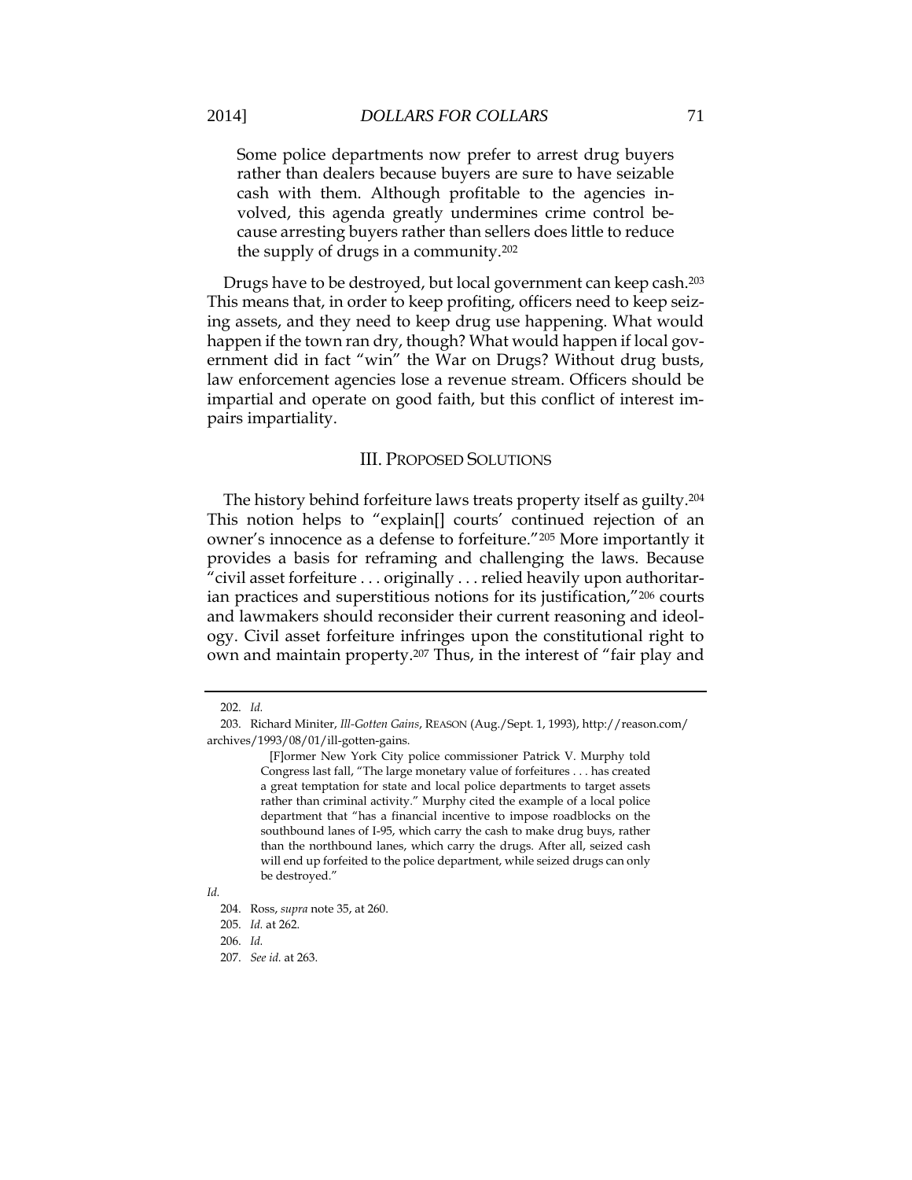> Some police departments now prefer to arrest drug buyers rather than dealers because buyers are sure to have seizable cash with them. Although profitable to the agencies involved, this agenda greatly undermines crime control because arresting buyers rather than sellers does little to reduce the supply of drugs in a community.[202]

Drugs have to be destroyed, but local government can keep cash.[203] This means that, in order to keep profiting, officers need to keep seizing assets, and they need to keep drug use happening. What would happen if the town ran dry, though? What would happen if local government did in fact "win" the War on Drugs? Without drug busts, law enforcement agencies lose a revenue stream. Officers should be impartial and operate on good faith, but this conflict of interest impairs impartiality.

## III. Proposed Solutions

The history behind forfeiture laws treats property itself as guilty.[204] This notion helps to "explain[] courts' continued rejection of an owner's innocence as a defense to forfeiture."[205] More importantly it provides a basis for reframing and challenging the laws. Because "civil asset forfeiture . . . originally . . . relied heavily upon authoritarian practices and superstitious notions for its justification,"[206] courts and lawmakers should reconsider their current reasoning and ideology. Civil asset forfeiture infringes upon the constitutional right to own and maintain property.[207] Thus, in the interest of "fair play and

---

202. *Id.*

203. Richard Miniter, *Ill-Gotten Gains*, Reason (Aug./Sept. 1, 1993), http://reason.com/archives/1993/08/01/ill-gotten-gains.

> [F]ormer New York City police commissioner Patrick V. Murphy told Congress last fall, "The large monetary value of forfeitures . . . has created a great temptation for state and local police departments to target assets rather than criminal activity." Murphy cited the example of a local police department that "has a financial incentive to impose roadblocks on the southbound lanes of I-95, which carry the cash to make drug buys, rather than the northbound lanes, which carry the drugs. After all, seized cash will end up forfeited to the police department, while seized drugs can only be destroyed."

*Id.*

204. Ross, *supra* note 35, at 260.

205. *Id.* at 262.

206. *Id.*

207. *See id.* at 263.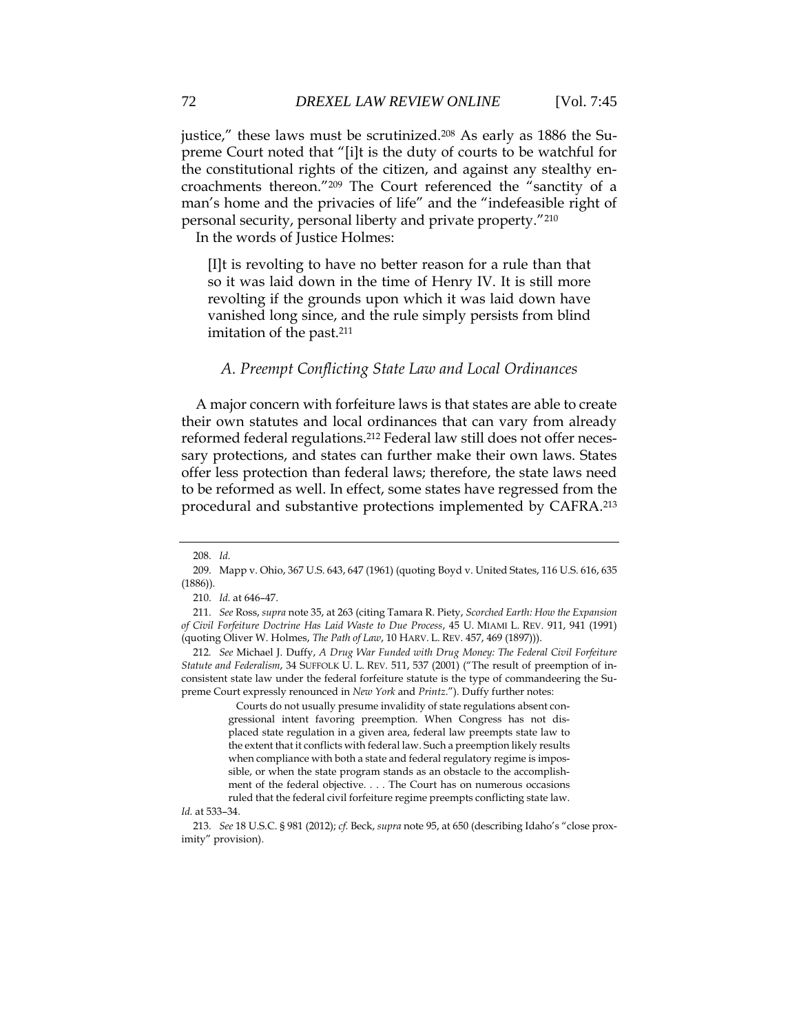justice," these laws must be scrutinized.[208] As early as 1886 the Supreme Court noted that "[i]t is the duty of courts to be watchful for the constitutional rights of the citizen, and against any stealthy encroachments thereon."[209] The Court referenced the "sanctity of a man's home and the privacies of life" and the "indefeasible right of personal security, personal liberty and private property."[210]

In the words of Justice Holmes:

> [I]t is revolting to have no better reason for a rule than that so it was laid down in the time of Henry IV. It is still more revolting if the grounds upon which it was laid down have vanished long since, and the rule simply persists from blind imitation of the past.[211]

### *A. Preempt Conflicting State Law and Local Ordinances*

A major concern with forfeiture laws is that states are able to create their own statutes and local ordinances that can vary from already reformed federal regulations.[212] Federal law still does not offer necessary protections, and states can further make their own laws. States offer less protection than federal laws; therefore, the state laws need to be reformed as well. In effect, some states have regressed from the procedural and substantive protections implemented by CAFRA.[213]

---

208. *Id.*

209. Mapp v. Ohio, 367 U.S. 643, 647 (1961) (quoting Boyd v. United States, 116 U.S. 616, 635 (1886)).

210. *Id.* at 646–47.

211. *See* Ross, *supra* note 35, at 263 (citing Tamara R. Piety, *Scorched Earth: How the Expansion of Civil Forfeiture Doctrine Has Laid Waste to Due Process*, 45 U. MIAMI L. REV. 911, 941 (1991) (quoting Oliver W. Holmes, *The Path of Law*, 10 HARV. L. REV. 457, 469 (1897))).

212. *See* Michael J. Duffy, *A Drug War Funded with Drug Money: The Federal Civil Forfeiture Statute and Federalism*, 34 SUFFOLK U. L. REV. 511, 537 (2001) ("The result of preemption of inconsistent state law under the federal forfeiture statute is the type of commandeering the Supreme Court expressly renounced in *New York* and *Printz*."). Duffy further notes:

> Courts do not usually presume invalidity of state regulations absent congressional intent favoring preemption. When Congress has not displaced state regulation in a given area, federal law preempts state law to the extent that it conflicts with federal law. Such a preemption likely results when compliance with both a state and federal regulatory regime is impossible, or when the state program stands as an obstacle to the accomplishment of the federal objective. . . . The Court has on numerous occasions ruled that the federal civil forfeiture regime preempts conflicting state law.

*Id.* at 533–34.

213. *See* 18 U.S.C. § 981 (2012); *cf.* Beck, *supra* note 95, at 650 (describing Idaho's "close proximity" provision).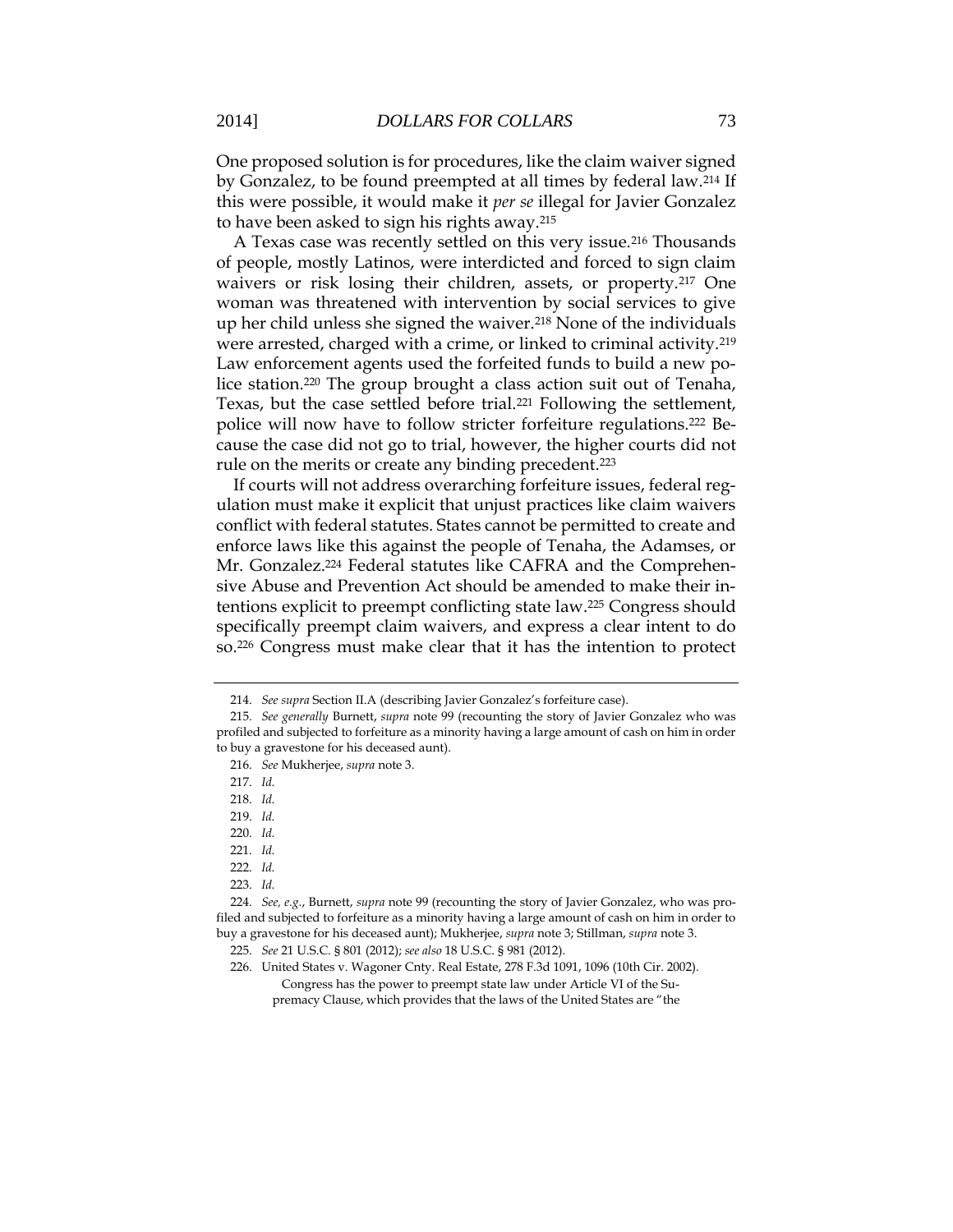One proposed solution is for procedures, like the claim waiver signed by Gonzalez, to be found preempted at all times by federal law.[214] If this were possible, it would make it *per se* illegal for Javier Gonzalez to have been asked to sign his rights away.[215]

A Texas case was recently settled on this very issue.[216] Thousands of people, mostly Latinos, were interdicted and forced to sign claim waivers or risk losing their children, assets, or property.[217] One woman was threatened with intervention by social services to give up her child unless she signed the waiver.[218] None of the individuals were arrested, charged with a crime, or linked to criminal activity.[219] Law enforcement agents used the forfeited funds to build a new police station.[220] The group brought a class action suit out of Tenaha, Texas, but the case settled before trial.[221] Following the settlement, police will now have to follow stricter forfeiture regulations.[222] Because the case did not go to trial, however, the higher courts did not rule on the merits or create any binding precedent.[223]

If courts will not address overarching forfeiture issues, federal regulation must make it explicit that unjust practices like claim waivers conflict with federal statutes. States cannot be permitted to create and enforce laws like this against the people of Tenaha, the Adamses, or Mr. Gonzalez.[224] Federal statutes like CAFRA and the Comprehensive Abuse and Prevention Act should be amended to make their intentions explicit to preempt conflicting state law.[225] Congress should specifically preempt claim waivers, and express a clear intent to do so.[226] Congress must make clear that it has the intention to protect

---

214. *See supra* Section II.A (describing Javier Gonzalez's forfeiture case).

215. *See generally* Burnett, *supra* note 99 (recounting the story of Javier Gonzalez who was profiled and subjected to forfeiture as a minority having a large amount of cash on him in order to buy a gravestone for his deceased aunt).

216. *See* Mukherjee, *supra* note 3.

217. *Id.*

218. *Id.*

219. *Id.*

220. *Id.*

221. *Id.*

222. *Id.*

223. *Id.*

224. *See, e.g.*, Burnett, *supra* note 99 (recounting the story of Javier Gonzalez, who was profiled and subjected to forfeiture as a minority having a large amount of cash on him in order to buy a gravestone for his deceased aunt); Mukherjee, *supra* note 3; Stillman, *supra* note 3.

225. *See* 21 U.S.C. § 801 (2012); *see also* 18 U.S.C. § 981 (2012).

226. United States v. Wagoner Cnty. Real Estate, 278 F.3d 1091, 1096 (10th Cir. 2002).

> Congress has the power to preempt state law under Article VI of the Supremacy Clause, which provides that the laws of the United States are "the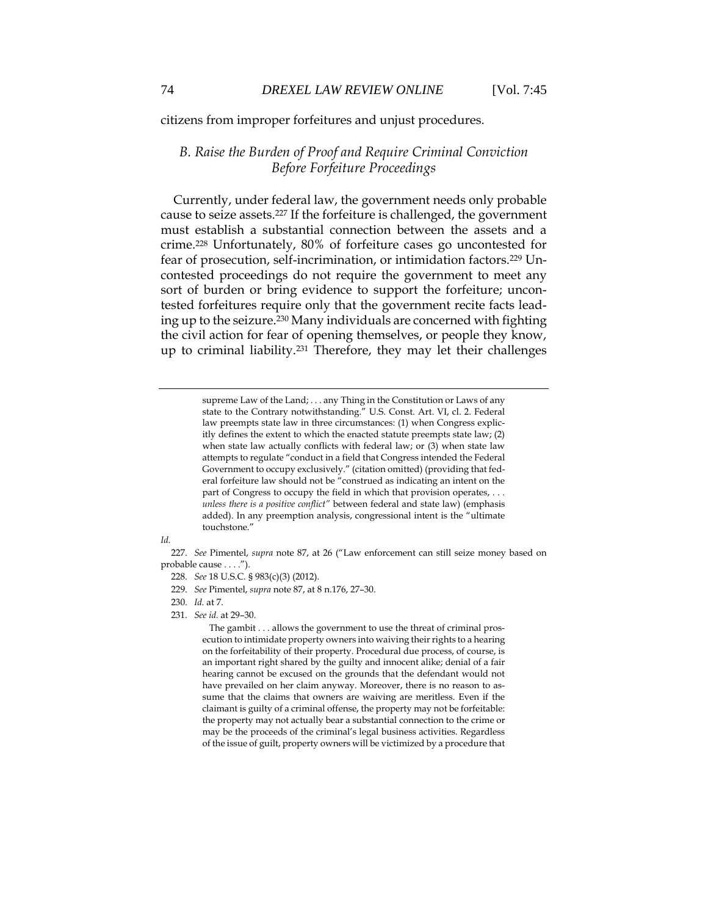citizens from improper forfeitures and unjust procedures.

### *B. Raise the Burden of Proof and Require Criminal Conviction Before Forfeiture Proceedings*

Currently, under federal law, the government needs only probable cause to seize assets.[227] If the forfeiture is challenged, the government must establish a substantial connection between the assets and a crime.[228] Unfortunately, 80% of forfeiture cases go uncontested for fear of prosecution, self-incrimination, or intimidation factors.[229] Uncontested proceedings do not require the government to meet any sort of burden or bring evidence to support the forfeiture; uncontested forfeitures require only that the government recite facts leading up to the seizure.[230] Many individuals are concerned with fighting the civil action for fear of opening themselves, or people they know, up to criminal liability.[231] Therefore, they may let their challenges

---

> supreme Law of the Land; . . . any Thing in the Constitution or Laws of any state to the Contrary notwithstanding." U.S. Const. Art. VI, cl. 2. Federal law preempts state law in three circumstances: (1) when Congress explicitly defines the extent to which the enacted statute preempts state law; (2) when state law actually conflicts with federal law; or (3) when state law attempts to regulate "conduct in a field that Congress intended the Federal Government to occupy exclusively." (citation omitted) (providing that federal forfeiture law should not be "construed as indicating an intent on the part of Congress to occupy the field in which that provision operates, . . . *unless there is a positive conflict*" between federal and state law) (emphasis added). In any preemption analysis, congressional intent is the "ultimate touchstone."

*Id.*

227. *See* Pimentel, *supra* note 87, at 26 ("Law enforcement can still seize money based on probable cause . . . .").

228. *See* 18 U.S.C. § 983(c)(3) (2012).

229. *See* Pimentel, *supra* note 87, at 8 n.176, 27–30.

230. *Id.* at 7.

231. *See id.* at 29–30.

> The gambit . . . allows the government to use the threat of criminal prosecution to intimidate property owners into waiving their rights to a hearing on the forfeitability of their property. Procedural due process, of course, is an important right shared by the guilty and innocent alike; denial of a fair hearing cannot be excused on the grounds that the defendant would not have prevailed on her claim anyway. Moreover, there is no reason to assume that the claims that owners are waiving are meritless. Even if the claimant is guilty of a criminal offense, the property may not be forfeitable: the property may not actually bear a substantial connection to the crime or may be the proceeds of the criminal's legal business activities. Regardless of the issue of guilt, property owners will be victimized by a procedure that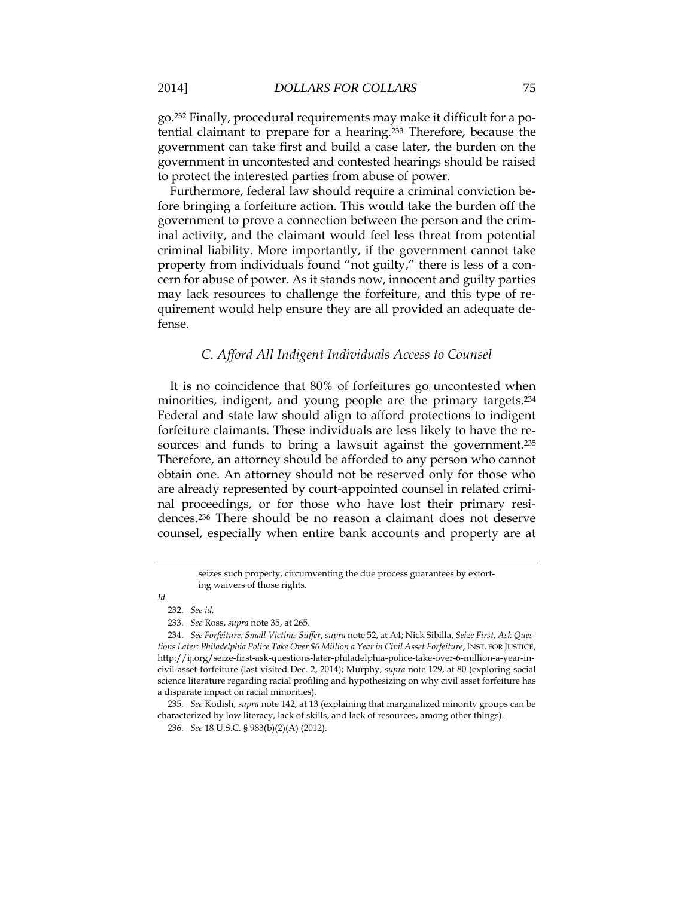go.[232] Finally, procedural requirements may make it difficult for a potential claimant to prepare for a hearing.[233] Therefore, because the government can take first and build a case later, the burden on the government in uncontested and contested hearings should be raised to protect the interested parties from abuse of power.

Furthermore, federal law should require a criminal conviction before bringing a forfeiture action. This would take the burden off the government to prove a connection between the person and the criminal activity, and the claimant would feel less threat from potential criminal liability. More importantly, if the government cannot take property from individuals found "not guilty," there is less of a concern for abuse of power. As it stands now, innocent and guilty parties may lack resources to challenge the forfeiture, and this type of requirement would help ensure they are all provided an adequate defense.

### *C. Afford All Indigent Individuals Access to Counsel*

It is no coincidence that 80% of forfeitures go uncontested when minorities, indigent, and young people are the primary targets.[234] Federal and state law should align to afford protections to indigent forfeiture claimants. These individuals are less likely to have the resources and funds to bring a lawsuit against the government.[235] Therefore, an attorney should be afforded to any person who cannot obtain one. An attorney should not be reserved only for those who are already represented by court-appointed counsel in related criminal proceedings, or for those who have lost their primary residences.[236] There should be no reason a claimant does not deserve counsel, especially when entire bank accounts and property are at

---

> seizes such property, circumventing the due process guarantees by extorting waivers of those rights.

*Id.*

232. *See id.*

233. *See* Ross, *supra* note 35, at 265.

234. *See Forfeiture: Small Victims Suffer*, *supra* note 52, at A4; Nick Sibilla, *Seize First, Ask Questions Later: Philadelphia Police Take Over $6 Million a Year in Civil Asset Forfeiture*, INST. FOR JUSTICE, http://ij.org/seize-first-ask-questions-later-philadelphia-police-take-over-6-million-a-year-in-civil-asset-forfeiture (last visited Dec. 2, 2014); Murphy, *supra* note 129, at 80 (exploring social science literature regarding racial profiling and hypothesizing on why civil asset forfeiture has a disparate impact on racial minorities).

235. *See* Kodish, *supra* note 142, at 13 (explaining that marginalized minority groups can be characterized by low literacy, lack of skills, and lack of resources, among other things).

236. *See* 18 U.S.C. § 983(b)(2)(A) (2012).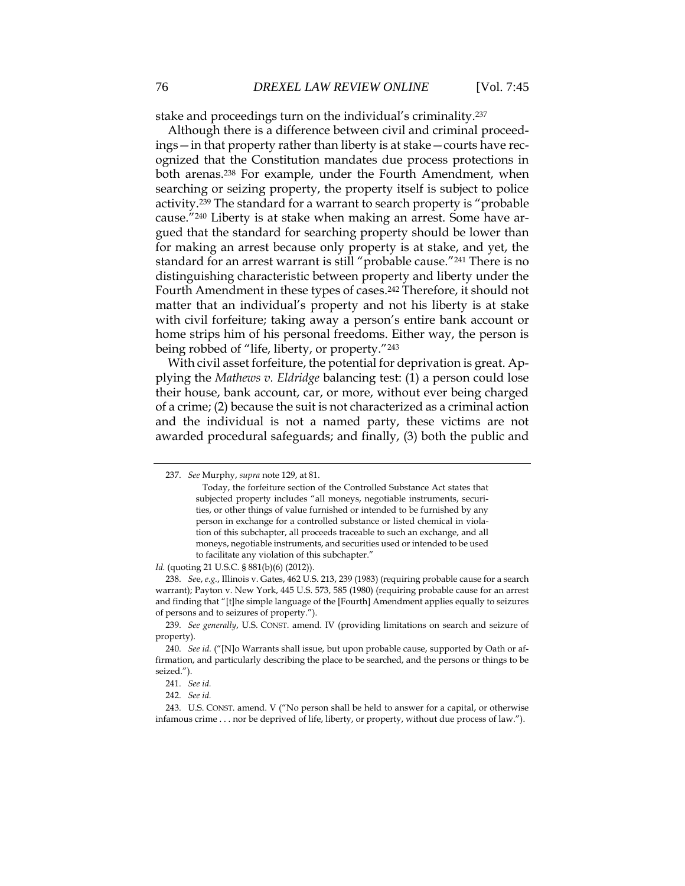stake and proceedings turn on the individual's criminality.[237]

Although there is a difference between civil and criminal proceedings—in that property rather than liberty is at stake—courts have recognized that the Constitution mandates due process protections in both arenas.[238] For example, under the Fourth Amendment, when searching or seizing property, the property itself is subject to police activity.[239] The standard for a warrant to search property is "probable cause."[240] Liberty is at stake when making an arrest. Some have argued that the standard for searching property should be lower than for making an arrest because only property is at stake, and yet, the standard for an arrest warrant is still "probable cause."[241] There is no distinguishing characteristic between property and liberty under the Fourth Amendment in these types of cases.[242] Therefore, it should not matter that an individual's property and not his liberty is at stake with civil forfeiture; taking away a person's entire bank account or home strips him of his personal freedoms. Either way, the person is being robbed of "life, liberty, or property."[243]

With civil asset forfeiture, the potential for deprivation is great. Applying the *Mathews v. Eldridge* balancing test: (1) a person could lose their house, bank account, car, or more, without ever being charged of a crime; (2) because the suit is not characterized as a criminal action and the individual is not a named party, these victims are not awarded procedural safeguards; and finally, (3) both the public and

---

237. *See* Murphy, *supra* note 129, at 81.

> Today, the forfeiture section of the Controlled Substance Act states that subjected property includes "all moneys, negotiable instruments, securities, or other things of value furnished or intended to be furnished by any person in exchange for a controlled substance or listed chemical in violation of this subchapter, all proceeds traceable to such an exchange, and all moneys, negotiable instruments, and securities used or intended to be used to facilitate any violation of this subchapter."

*Id.* (quoting 21 U.S.C. § 881(b)(6) (2012)).

238. *See*, *e.g.*, Illinois v. Gates, 462 U.S. 213, 239 (1983) (requiring probable cause for a search warrant); Payton v. New York, 445 U.S. 573, 585 (1980) (requiring probable cause for an arrest and finding that "[t]he simple language of the [Fourth] Amendment applies equally to seizures of persons and to seizures of property.").

239. *See generally*, U.S. CONST. amend. IV (providing limitations on search and seizure of property).

240. *See id.* ("[N]o Warrants shall issue, but upon probable cause, supported by Oath or affirmation, and particularly describing the place to be searched, and the persons or things to be seized.").

241. *See id.*

242. *See id.*

243. U.S. CONST. amend. V ("No person shall be held to answer for a capital, or otherwise infamous crime . . . nor be deprived of life, liberty, or property, without due process of law.").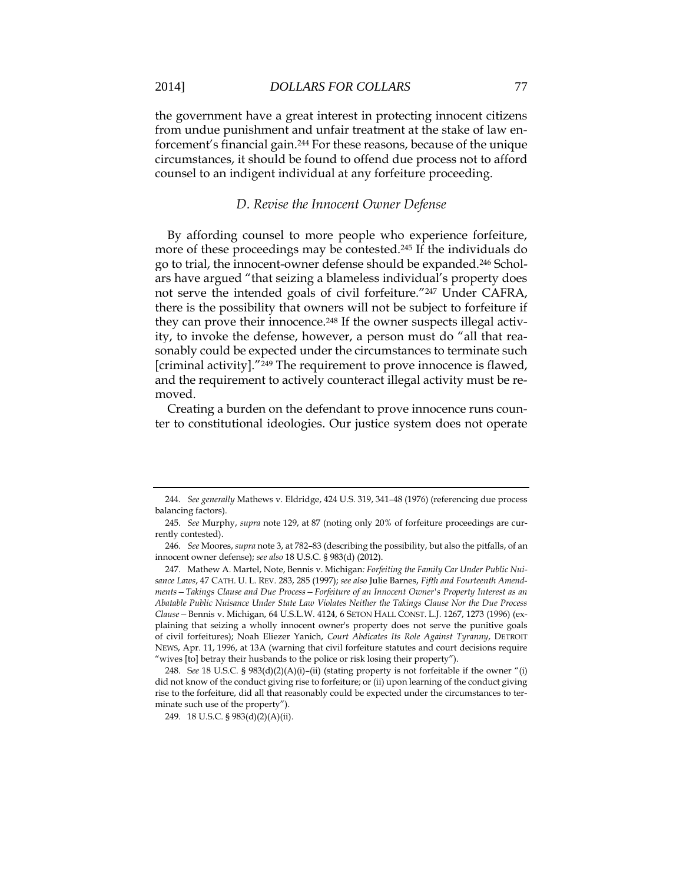the government have a great interest in protecting innocent citizens from undue punishment and unfair treatment at the stake of law enforcement's financial gain.[244] For these reasons, because of the unique circumstances, it should be found to offend due process not to afford counsel to an indigent individual at any forfeiture proceeding.

### *D. Revise the Innocent Owner Defense*

By affording counsel to more people who experience forfeiture, more of these proceedings may be contested.[245] If the individuals do go to trial, the innocent-owner defense should be expanded.[246] Scholars have argued "that seizing a blameless individual's property does not serve the intended goals of civil forfeiture."[247] Under CAFRA, there is the possibility that owners will not be subject to forfeiture if they can prove their innocence.[248] If the owner suspects illegal activity, to invoke the defense, however, a person must do "all that reasonably could be expected under the circumstances to terminate such [criminal activity]."[249] The requirement to prove innocence is flawed, and the requirement to actively counteract illegal activity must be removed.

Creating a burden on the defendant to prove innocence runs counter to constitutional ideologies. Our justice system does not operate

---

244. *See generally* Mathews v. Eldridge, 424 U.S. 319, 341–48 (1976) (referencing due process balancing factors).

245. *See* Murphy, *supra* note 129, at 87 (noting only 20% of forfeiture proceedings are currently contested).

246. *See* Moores, *supra* note 3, at 782–83 (describing the possibility, but also the pitfalls, of an innocent owner defense); *see also* 18 U.S.C. § 983(d) (2012).

247. Mathew A. Martel, Note, Bennis v. Michigan*: Forfeiting the Family Car Under Public Nuisance Laws*, 47 CATH. U. L. REV. 283, 285 (1997); *see also* Julie Barnes, *Fifth and Fourteenth Amendments—Takings Clause and Due Process—Forfeiture of an Innocent Owner's Property Interest as an Abatable Public Nuisance Under State Law Violates Neither the Takings Clause Nor the Due Process Clause*—Bennis v. Michigan, 64 U.S.L.W. 4124, 6 SETON HALL CONST. L.J. 1267, 1273 (1996) (explaining that seizing a wholly innocent owner's property does not serve the punitive goals of civil forfeitures); Noah Eliezer Yanich, *Court Abdicates Its Role Against Tyranny*, DETROIT NEWS, Apr. 11, 1996, at 13A (warning that civil forfeiture statutes and court decisions require "wives [to] betray their husbands to the police or risk losing their property").

248. S*ee* 18 U.S.C. § 983(d)(2)(A)(i)–(ii) (stating property is not forfeitable if the owner "(i) did not know of the conduct giving rise to forfeiture; or (ii) upon learning of the conduct giving rise to the forfeiture, did all that reasonably could be expected under the circumstances to terminate such use of the property").

249. 18 U.S.C. § 983(d)(2)(A)(ii).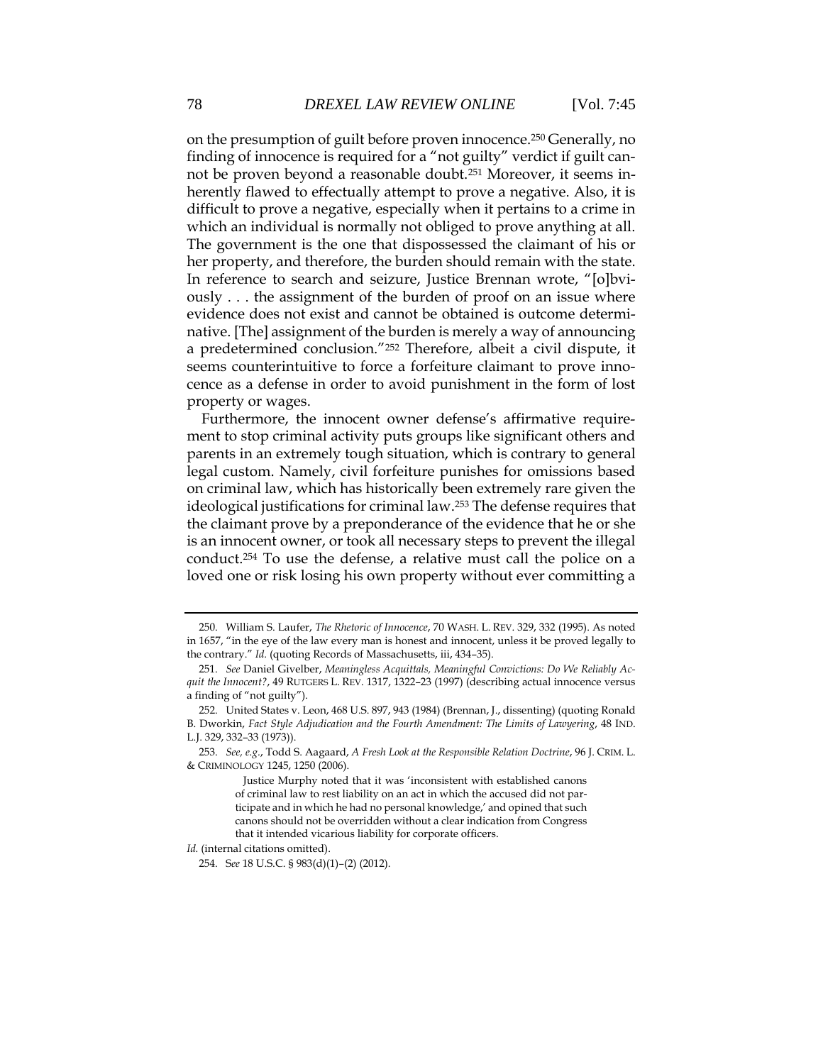on the presumption of guilt before proven innocence.[250] Generally, no finding of innocence is required for a "not guilty" verdict if guilt cannot be proven beyond a reasonable doubt.[251] Moreover, it seems inherently flawed to effectually attempt to prove a negative. Also, it is difficult to prove a negative, especially when it pertains to a crime in which an individual is normally not obliged to prove anything at all. The government is the one that dispossessed the claimant of his or her property, and therefore, the burden should remain with the state. In reference to search and seizure, Justice Brennan wrote, "[o]bviously . . . the assignment of the burden of proof on an issue where evidence does not exist and cannot be obtained is outcome determinative. [The] assignment of the burden is merely a way of announcing a predetermined conclusion."[252] Therefore, albeit a civil dispute, it seems counterintuitive to force a forfeiture claimant to prove innocence as a defense in order to avoid punishment in the form of lost property or wages.

Furthermore, the innocent owner defense's affirmative requirement to stop criminal activity puts groups like significant others and parents in an extremely tough situation, which is contrary to general legal custom. Namely, civil forfeiture punishes for omissions based on criminal law, which has historically been extremely rare given the ideological justifications for criminal law.[253] The defense requires that the claimant prove by a preponderance of the evidence that he or she is an innocent owner, or took all necessary steps to prevent the illegal conduct.[254] To use the defense, a relative must call the police on a loved one or risk losing his own property without ever committing a

---

250. William S. Laufer, *The Rhetoric of Innocence*, 70 WASH. L. REV. 329, 332 (1995). As noted in 1657, "in the eye of the law every man is honest and innocent, unless it be proved legally to the contrary." *Id.* (quoting Records of Massachusetts, iii, 434–35).

251. *See* Daniel Givelber, *Meaningless Acquittals, Meaningful Convictions: Do We Reliably Acquit the Innocent?*, 49 RUTGERS L. REV. 1317, 1322–23 (1997) (describing actual innocence versus a finding of "not guilty").

252. United States v. Leon, 468 U.S. 897, 943 (1984) (Brennan, J., dissenting) (quoting Ronald B. Dworkin, *Fact Style Adjudication and the Fourth Amendment: The Limits of Lawyering*, 48 IND. L.J. 329, 332–33 (1973)).

253. *See, e.g.*, Todd S. Aagaard, *A Fresh Look at the Responsible Relation Doctrine*, 96 J. CRIM. L. & CRIMINOLOGY 1245, 1250 (2006).

> Justice Murphy noted that it was 'inconsistent with established canons of criminal law to rest liability on an act in which the accused did not participate and in which he had no personal knowledge,' and opined that such canons should not be overridden without a clear indication from Congress that it intended vicarious liability for corporate officers.

*Id.* (internal citations omitted).

254. S*ee* 18 U.S.C. § 983(d)(1)–(2) (2012).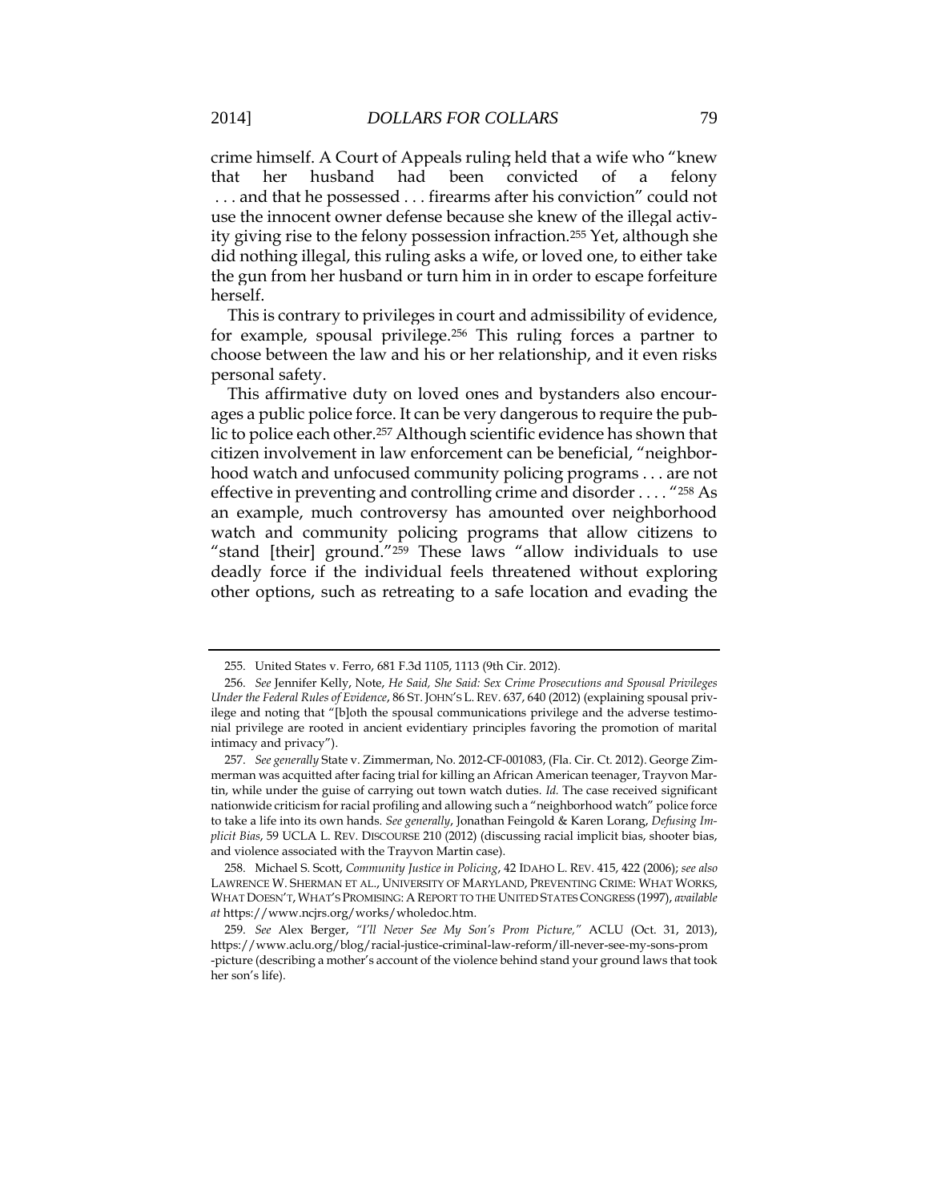crime himself. A Court of Appeals ruling held that a wife who "knew that her husband had been convicted of a felony . . . and that he possessed . . . firearms after his conviction" could not use the innocent owner defense because she knew of the illegal activity giving rise to the felony possession infraction.[255] Yet, although she did nothing illegal, this ruling asks a wife, or loved one, to either take the gun from her husband or turn him in in order to escape forfeiture herself.

This is contrary to privileges in court and admissibility of evidence, for example, spousal privilege.[256] This ruling forces a partner to choose between the law and his or her relationship, and it even risks personal safety.

This affirmative duty on loved ones and bystanders also encourages a public police force. It can be very dangerous to require the public to police each other.[257] Although scientific evidence has shown that citizen involvement in law enforcement can be beneficial, "neighborhood watch and unfocused community policing programs . . . are not effective in preventing and controlling crime and disorder . . . . "[258] As an example, much controversy has amounted over neighborhood watch and community policing programs that allow citizens to "stand [their] ground."[259] These laws "allow individuals to use deadly force if the individual feels threatened without exploring other options, such as retreating to a safe location and evading the

---

255. United States v. Ferro, 681 F.3d 1105, 1113 (9th Cir. 2012).

256. *See* Jennifer Kelly, Note, *He Said, She Said: Sex Crime Prosecutions and Spousal Privileges Under the Federal Rules of Evidence*, 86 ST. JOHN'S L. REV. 637, 640 (2012) (explaining spousal privilege and noting that "[b]oth the spousal communications privilege and the adverse testimonial privilege are rooted in ancient evidentiary principles favoring the promotion of marital intimacy and privacy").

257. *See generally* State v. Zimmerman, No. 2012-CF-001083, (Fla. Cir. Ct. 2012). George Zimmerman was acquitted after facing trial for killing an African American teenager, Trayvon Martin, while under the guise of carrying out town watch duties. *Id.* The case received significant nationwide criticism for racial profiling and allowing such a "neighborhood watch" police force to take a life into its own hands. *See generally*, Jonathan Feingold & Karen Lorang, *Defusing Implicit Bias*, 59 UCLA L. REV. DISCOURSE 210 (2012) (discussing racial implicit bias, shooter bias, and violence associated with the Trayvon Martin case).

258. Michael S. Scott, *Community Justice in Policing*, 42 IDAHO L. REV. 415, 422 (2006); *see also* LAWRENCE W. SHERMAN ET AL., UNIVERSITY OF MARYLAND, PREVENTING CRIME: WHAT WORKS, WHAT DOESN'T, WHAT'S PROMISING: A REPORT TO THE UNITED STATES CONGRESS (1997), *available at* https://www.ncjrs.org/works/wholedoc.htm.

259. *See* Alex Berger, *"I'll Never See My Son's Prom Picture,"* ACLU (Oct. 31, 2013), https://www.aclu.org/blog/racial-justice-criminal-law-reform/ill-never-see-my-sons-prom-picture (describing a mother's account of the violence behind stand your ground laws that took her son's life).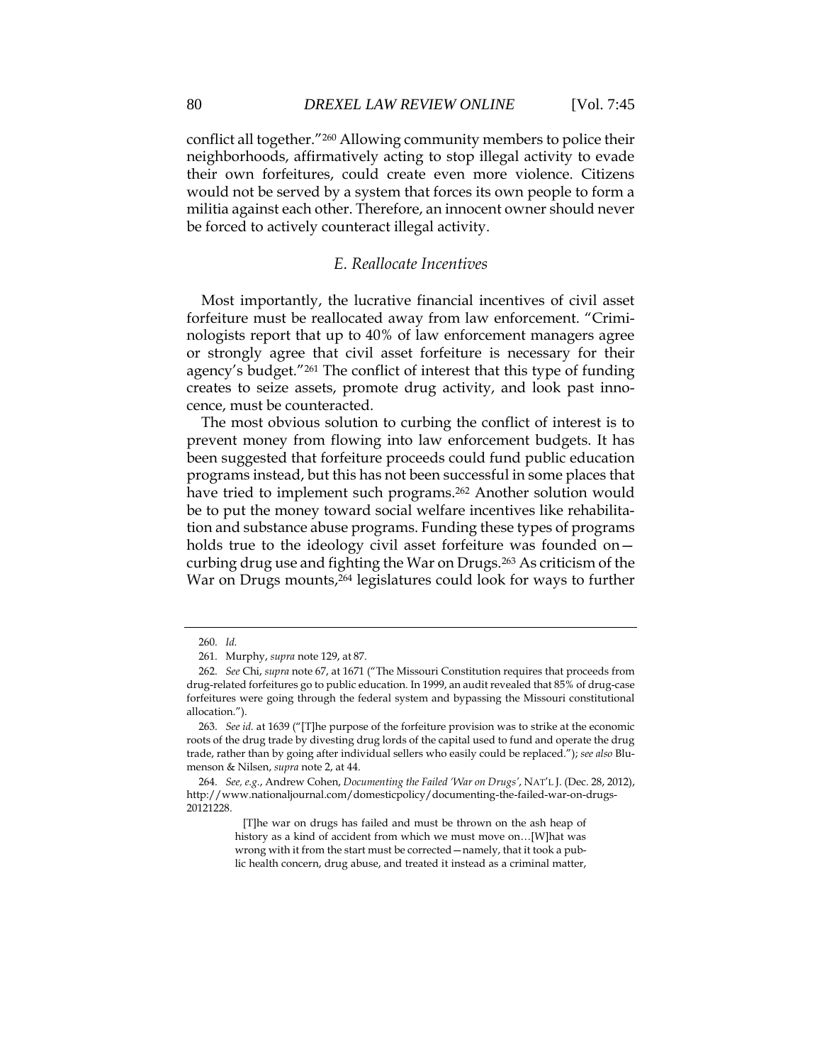conflict all together."[260] Allowing community members to police their neighborhoods, affirmatively acting to stop illegal activity to evade their own forfeitures, could create even more violence. Citizens would not be served by a system that forces its own people to form a militia against each other. Therefore, an innocent owner should never be forced to actively counteract illegal activity.

### *E. Reallocate Incentives*

Most importantly, the lucrative financial incentives of civil asset forfeiture must be reallocated away from law enforcement. "Criminologists report that up to 40% of law enforcement managers agree or strongly agree that civil asset forfeiture is necessary for their agency's budget."[261] The conflict of interest that this type of funding creates to seize assets, promote drug activity, and look past innocence, must be counteracted.

The most obvious solution to curbing the conflict of interest is to prevent money from flowing into law enforcement budgets. It has been suggested that forfeiture proceeds could fund public education programs instead, but this has not been successful in some places that have tried to implement such programs.[262] Another solution would be to put the money toward social welfare incentives like rehabilitation and substance abuse programs. Funding these types of programs holds true to the ideology civil asset forfeiture was founded on—curbing drug use and fighting the War on Drugs.[263] As criticism of the War on Drugs mounts,[264] legislatures could look for ways to further

---

260. *Id.*

261. Murphy, *supra* note 129, at 87.

262. *See* Chi, *supra* note 67, at 1671 ("The Missouri Constitution requires that proceeds from drug-related forfeitures go to public education. In 1999, an audit revealed that 85% of drug-case forfeitures were going through the federal system and bypassing the Missouri constitutional allocation.").

263. *See id.* at 1639 ("[T]he purpose of the forfeiture provision was to strike at the economic roots of the drug trade by divesting drug lords of the capital used to fund and operate the drug trade, rather than by going after individual sellers who easily could be replaced."); *see also* Blumenson & Nilsen, *supra* note 2, at 44.

264. *See, e.g.*, Andrew Cohen, *Documenting the Failed 'War on Drugs'*, NAT'L J. (Dec. 28, 2012), http://www.nationaljournal.com/domesticpolicy/documenting-the-failed-war-on-drugs-20121228.

> [T]he war on drugs has failed and must be thrown on the ash heap of history as a kind of accident from which we must move on…[W]hat was wrong with it from the start must be corrected—namely, that it took a public health concern, drug abuse, and treated it instead as a criminal matter,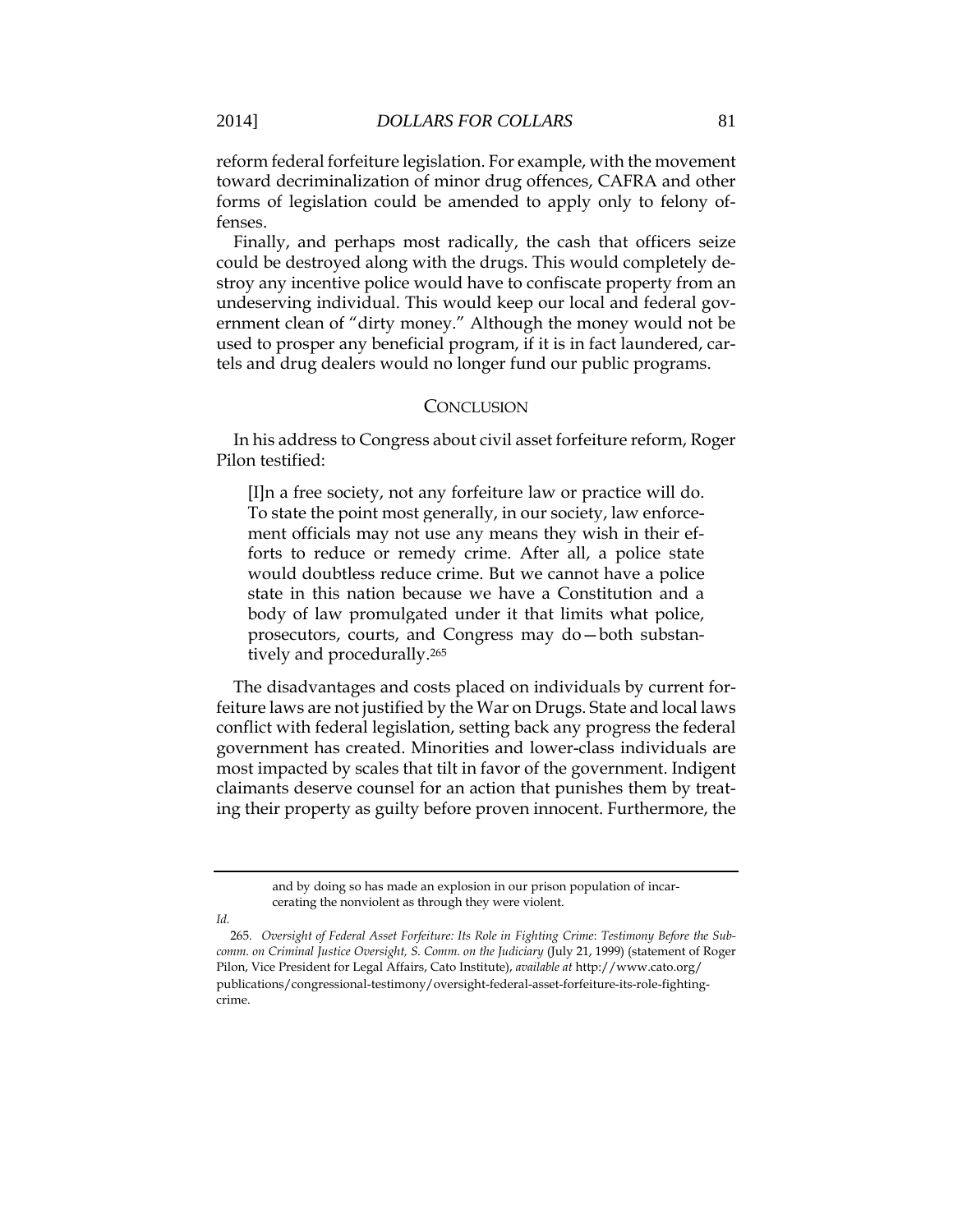reform federal forfeiture legislation. For example, with the movement toward decriminalization of minor drug offences, CAFRA and other forms of legislation could be amended to apply only to felony offenses.

Finally, and perhaps most radically, the cash that officers seize could be destroyed along with the drugs. This would completely destroy any incentive police would have to confiscate property from an undeserving individual. This would keep our local and federal government clean of "dirty money." Although the money would not be used to prosper any beneficial program, if it is in fact laundered, cartels and drug dealers would no longer fund our public programs.

## CONCLUSION

In his address to Congress about civil asset forfeiture reform, Roger Pilon testified:

> [I]n a free society, not any forfeiture law or practice will do. To state the point most generally, in our society, law enforcement officials may not use any means they wish in their efforts to reduce or remedy crime. After all, a police state would doubtless reduce crime. But we cannot have a police state in this nation because we have a Constitution and a body of law promulgated under it that limits what police, prosecutors, courts, and Congress may do—both substantively and procedurally.[265]

The disadvantages and costs placed on individuals by current forfeiture laws are not justified by the War on Drugs. State and local laws conflict with federal legislation, setting back any progress the federal government has created. Minorities and lower-class individuals are most impacted by scales that tilt in favor of the government. Indigent claimants deserve counsel for an action that punishes them by treating their property as guilty before proven innocent. Furthermore, the

---

> and by doing so has made an explosion in our prison population of incarcerating the nonviolent as through they were violent.

*Id.*

265. *Oversight of Federal Asset Forfeiture: Its Role in Fighting Crime*: *Testimony Before the Subcomm. on Criminal Justice Oversight, S. Comm. on the Judiciary* (July 21, 1999) (statement of Roger Pilon, Vice President for Legal Affairs, Cato Institute), *available at* http://www.cato.org/publications/congressional-testimony/oversight-federal-asset-forfeiture-its-role-fighting-crime.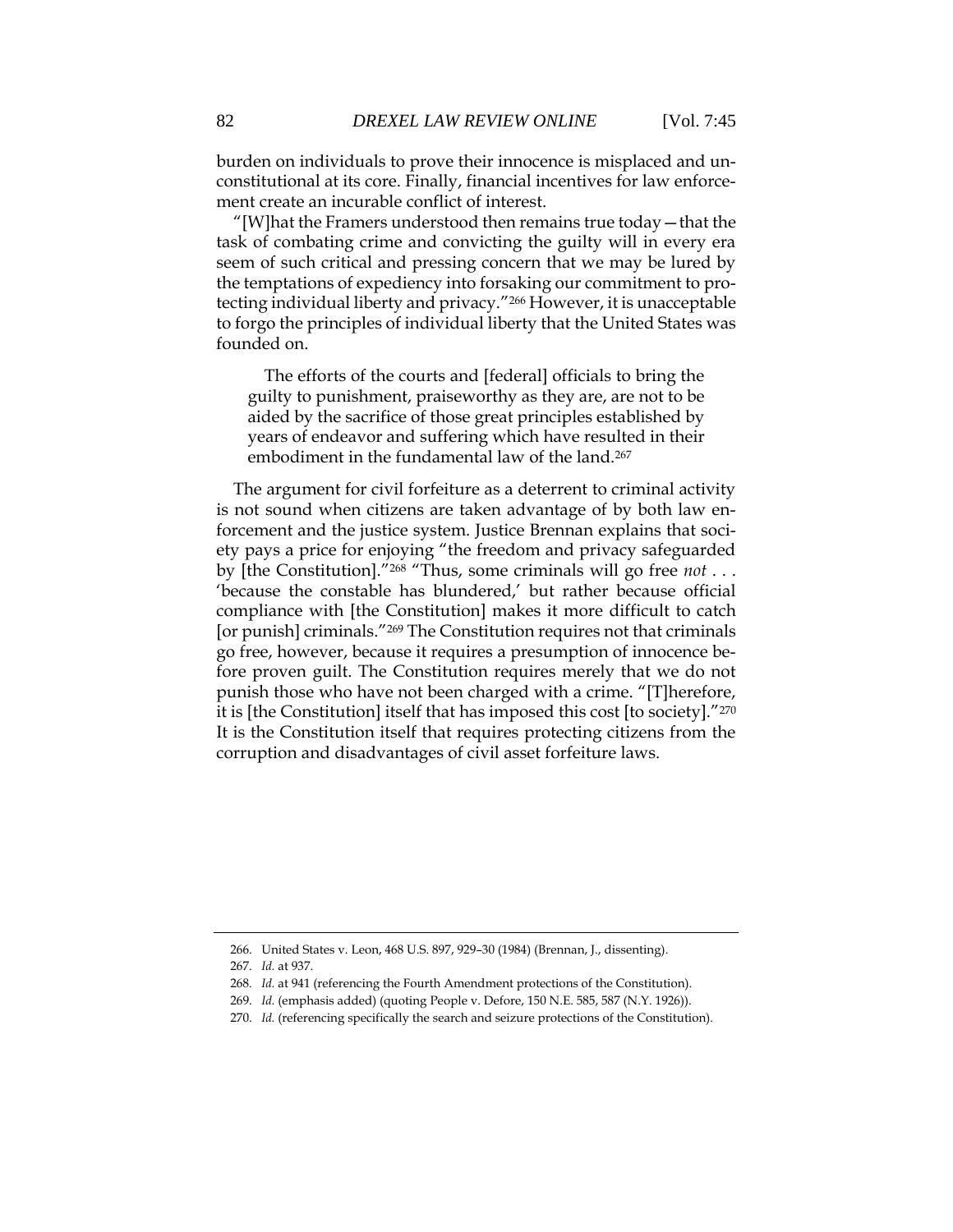burden on individuals to prove their innocence is misplaced and unconstitutional at its core. Finally, financial incentives for law enforcement create an incurable conflict of interest.

"[W]hat the Framers understood then remains true today—that the task of combating crime and convicting the guilty will in every era seem of such critical and pressing concern that we may be lured by the temptations of expediency into forsaking our commitment to protecting individual liberty and privacy."[266] However, it is unacceptable to forgo the principles of individual liberty that the United States was founded on.

> The efforts of the courts and [federal] officials to bring the guilty to punishment, praiseworthy as they are, are not to be aided by the sacrifice of those great principles established by years of endeavor and suffering which have resulted in their embodiment in the fundamental law of the land.[267]

The argument for civil forfeiture as a deterrent to criminal activity is not sound when citizens are taken advantage of by both law enforcement and the justice system. Justice Brennan explains that society pays a price for enjoying "the freedom and privacy safeguarded by [the Constitution]."[268] "Thus, some criminals will go free *not* . . . 'because the constable has blundered,' but rather because official compliance with [the Constitution] makes it more difficult to catch [or punish] criminals."[269] The Constitution requires not that criminals go free, however, because it requires a presumption of innocence before proven guilt. The Constitution requires merely that we do not punish those who have not been charged with a crime. "[T]herefore, it is [the Constitution] itself that has imposed this cost [to society]."[270] It is the Constitution itself that requires protecting citizens from the corruption and disadvantages of civil asset forfeiture laws.

---

266. United States v. Leon, 468 U.S. 897, 929–30 (1984) (Brennan, J., dissenting).

267. *Id.* at 937.

268. *Id.* at 941 (referencing the Fourth Amendment protections of the Constitution).

269. *Id.* (emphasis added) (quoting People v. Defore, 150 N.E. 585, 587 (N.Y. 1926)).

270. *Id.* (referencing specifically the search and seizure protections of the Constitution).